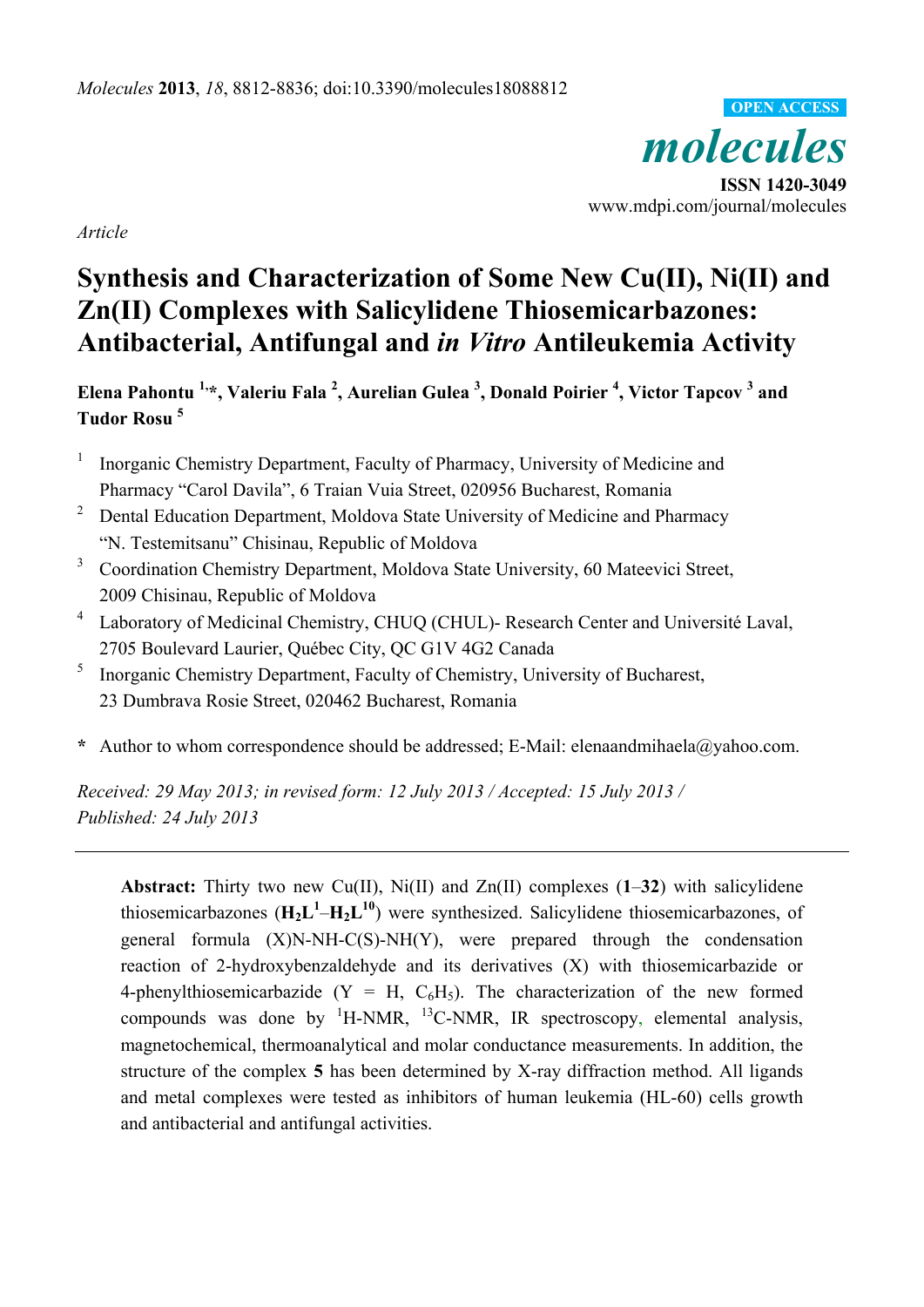*Molecules* **2013**, *18*, 8812-8836; doi:10.3390/molecules18088812

OPEN ACCESS

*molecules*

**ISSN 1420-3049**
www.mdpi.com/journal/molecules

*Article*

# Synthesis and Characterization of Some New Cu(II), Ni(II) and Zn(II) Complexes with Salicylidene Thiosemicarbazones: Antibacterial, Antifungal and *in Vitro* Antileukemia Activity

**Elena Pahontu [1,*], Valeriu Fala [2], Aurelian Gulea [3], Donald Poirier [4], Victor Tapcov [3] and Tudor Rosu [5]**

1. Inorganic Chemistry Department, Faculty of Pharmacy, University of Medicine and Pharmacy "Carol Davila", 6 Traian Vuia Street, 020956 Bucharest, Romania
2. Dental Education Department, Moldova State University of Medicine and Pharmacy "N. Testemitsanu" Chisinau, Republic of Moldova
3. Coordination Chemistry Department, Moldova State University, 60 Mateevici Street, 2009 Chisinau, Republic of Moldova
4. Laboratory of Medicinal Chemistry, CHUQ (CHUL)- Research Center and Université Laval, 2705 Boulevard Laurier, Québec City, QC G1V 4G2 Canada
5. Inorganic Chemistry Department, Faculty of Chemistry, University of Bucharest, 23 Dumbrava Rosie Street, 020462 Bucharest, Romania

**\*** Author to whom correspondence should be addressed; E-Mail: elenaandmihaela@yahoo.com.

*Received: 29 May 2013; in revised form: 12 July 2013 / Accepted: 15 July 2013 / Published: 24 July 2013*

---

**Abstract:** Thirty two new Cu(II), Ni(II) and Zn(II) complexes (**1**–**32**) with salicylidene thiosemicarbazones (**$H_2L^1$**–**$H_2L^{10}$**) were synthesized. Salicylidene thiosemicarbazones, of general formula (X)N-NH-C(S)-NH(Y), were prepared through the condensation reaction of 2-hydroxybenzaldehyde and its derivatives (X) with thiosemicarbazide or 4-phenylthiosemicarbazide (Y = H, $C_6H_5$). The characterization of the new formed compounds was done by $^1$H-NMR, $^{13}$C-NMR, IR spectroscopy, elemental analysis, magnetochemical, thermoanalytical and molar conductance measurements. In addition, the structure of the complex **5** has been determined by X-ray diffraction method. All ligands and metal complexes were tested as inhibitors of human leukemia (HL-60) cells growth and antibacterial and antifungal activities.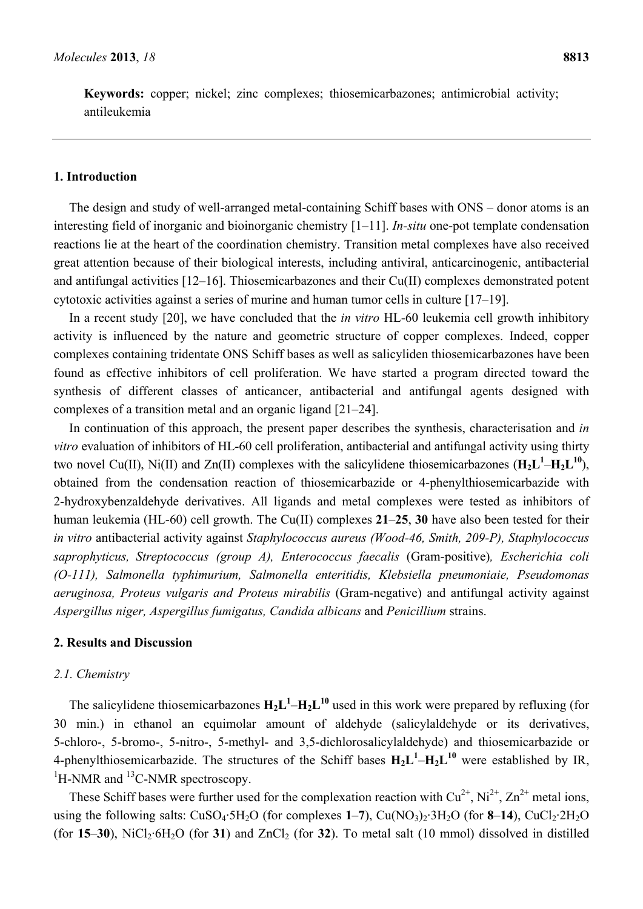**Keywords:** copper; nickel; zinc complexes; thiosemicarbazones; antimicrobial activity; antileukemia

## 1. Introduction

The design and study of well-arranged metal-containing Schiff bases with ONS – donor atoms is an interesting field of inorganic and bioinorganic chemistry [1–11]. *In-situ* one-pot template condensation reactions lie at the heart of the coordination chemistry. Transition metal complexes have also received great attention because of their biological interests, including antiviral, anticarcinogenic, antibacterial and antifungal activities [12–16]. Thiosemicarbazones and their Cu(II) complexes demonstrated potent cytotoxic activities against a series of murine and human tumor cells in culture [17–19].

In a recent study [20], we have concluded that the *in vitro* HL-60 leukemia cell growth inhibitory activity is influenced by the nature and geometric structure of copper complexes. Indeed, copper complexes containing tridentate ONS Schiff bases as well as salicyliden thiosemicarbazones have been found as effective inhibitors of cell proliferation. We have started a program directed toward the synthesis of different classes of anticancer, antibacterial and antifungal agents designed with complexes of a transition metal and an organic ligand [21–24].

In continuation of this approach, the present paper describes the synthesis, characterisation and *in vitro* evaluation of inhibitors of HL-60 cell proliferation, antibacterial and antifungal activity using thirty two novel Cu(II), Ni(II) and Zn(II) complexes with the salicylidene thiosemicarbazones (**$H_2L^1$**–**$H_2L^{10}$**), obtained from the condensation reaction of thiosemicarbazide or 4-phenylthiosemicarbazide with 2-hydroxybenzaldehyde derivatives. All ligands and metal complexes were tested as inhibitors of human leukemia (HL-60) cell growth. The Cu(II) complexes **21**–**25**, **30** have also been tested for their *in vitro* antibacterial activity against *Staphylococcus aureus (Wood-46, Smith, 209-P), Staphylococcus saprophyticus, Streptococcus (group A), Enterococcus faecalis* (Gram-positive)*, Escherichia coli (O-111), Salmonella typhimurium, Salmonella enteritidis, Klebsiella pneumoniaie, Pseudomonas aeruginosa, Proteus vulgaris and Proteus mirabilis* (Gram-negative) and antifungal activity against *Aspergillus niger, Aspergillus fumigatus, Candida albicans* and *Penicillium* strains.

## 2. Results and Discussion

### 2.1. Chemistry

The salicylidene thiosemicarbazones **$H_2L^1$**–**$H_2L^{10}$** used in this work were prepared by refluxing (for 30 min.) in ethanol an equimolar amount of aldehyde (salicylaldehyde or its derivatives, 5-chloro-, 5-bromo-, 5-nitro-, 5-methyl- and 3,5-dichlorosalicylaldehyde) and thiosemicarbazide or 4-phenylthiosemicarbazide. The structures of the Schiff bases **$H_2L^1$**–**$H_2L^{10}$** were established by IR, $^1$H-NMR and $^{13}$C-NMR spectroscopy.

These Schiff bases were further used for the complexation reaction with $Cu^{2+}$, $Ni^{2+}$, $Zn^{2+}$ metal ions, using the following salts: $CuSO_4{\cdot}5H_2O$ (for complexes **1**–**7**), $Cu(NO_3)_2{\cdot}3H_2O$ (for **8**–**14**), $CuCl_2{\cdot}2H_2O$ (for **15**–**30**), $NiCl_2{\cdot}6H_2O$ (for **31**) and $ZnCl_2$ (for **32**). To metal salt (10 mmol) dissolved in distilled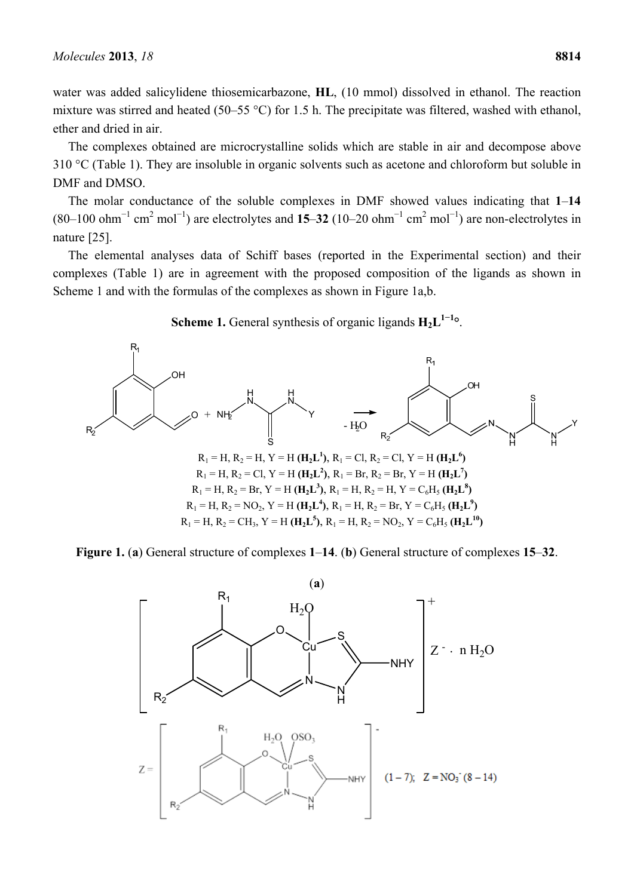water was added salicylidene thiosemicarbazone, **HL**, (10 mmol) dissolved in ethanol. The reaction mixture was stirred and heated (50–55 °C) for 1.5 h. The precipitate was filtered, washed with ethanol, ether and dried in air.

The complexes obtained are microcrystalline solids which are stable in air and decompose above 310 °C (Table 1). They are insoluble in organic solvents such as acetone and chloroform but soluble in DMF and DMSO.

The molar conductance of the soluble complexes in DMF showed values indicating that **1**–**14** (80–100 $ohm^{-1}$ $cm^2$ $mol^{-1}$) are electrolytes and **15**–**32** (10–20 $ohm^{-1}$ $cm^2$ $mol^{-1}$) are non-electrolytes in nature [25].

The elemental analyses data of Schiff bases (reported in the Experimental section) and their complexes (Table 1) are in agreement with the proposed composition of the ligands as shown in Scheme 1 and with the formulas of the complexes as shown in Figure 1a,b.

**Scheme 1.** General synthesis of organic ligands $\mathbf{H_2L^{1-10}}$.

$R_1$ = H, $R_2$ = H, Y = H (**$H_2L^1$**), $R_1$ = Cl, $R_2$ = Cl, Y = H (**$H_2L^6$**)
$R_1$ = H, $R_2$ = Cl, Y = H (**$H_2L^2$**), $R_1$ = Br, $R_2$ = Br, Y = H (**$H_2L^7$**)
$R_1$ = H, $R_2$ = Br, Y = H (**$H_2L^3$**), $R_1$ = H, $R_2$ = H, Y = $C_6H_5$ (**$H_2L^8$**)
$R_1$ = H, $R_2$ = $NO_2$, Y = H (**$H_2L^4$**), $R_1$ = H, $R_2$ = Br, Y = $C_6H_5$ (**$H_2L^9$**)
$R_1$ = H, $R_2$ = $CH_3$, Y = H (**$H_2L^5$**), $R_1$ = H, $R_2$ = $NO_2$, Y = $C_6H_5$ (**$H_2L^{10}$**)

**Figure 1.** (**a**) General structure of complexes **1**–**14**. (**b**) General structure of complexes **15**–**32**.

(**a**)

(1 – 7); Z = $NO_3^-$ (8 – 14)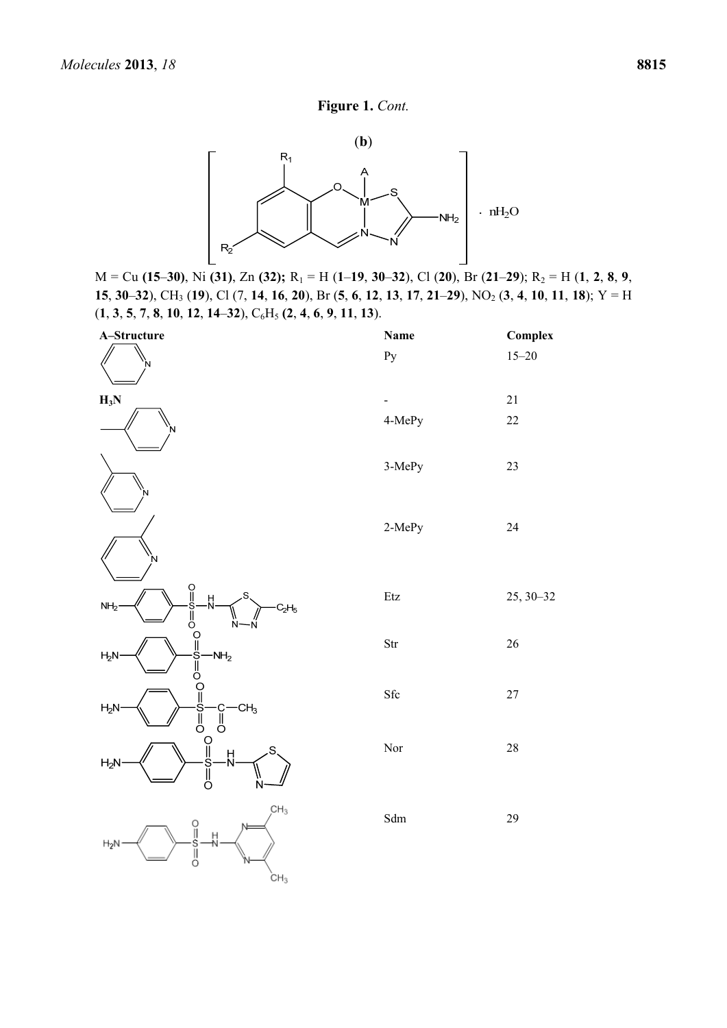**Figure 1.** *Cont.*

(**b**)

M = Cu (**15**–**30**), Ni (**31**), Zn (**32**); $R_1$ = H (**1**–**19**, **30**–**32**), Cl (**20**), Br (**21**–**29**); $R_2$ = H (**1**, **2**, **8**, **9**, **15**, **30**–**32**), $CH_3$ (**19**), Cl (7, **14**, **16**, **20**), Br (**5**, **6**, **12**, **13**, **17**, **21**–**29**), $NO_2$ (**3**, **4**, **10**, **11**, **18**); Y = H (**1**, **3**, **5**, **7**, **8**, **10**, **12**, **14**–**32**), $C_6H_5$ (**2**, **4**, **6**, **9**, **11**, **13**).

| A–Structure | Name | Complex |
|---|---|---|
| | Py | 15–20 |
| $H_3N$ | - | 21 |
| | 4-MePy | 22 |
| | 3-MePy | 23 |
| | 2-MePy | 24 |
| | Etz | 25, 30–32 |
| | Str | 26 |
| | Sfc | 27 |
| | Nor | 28 |
| | Sdm | 29 |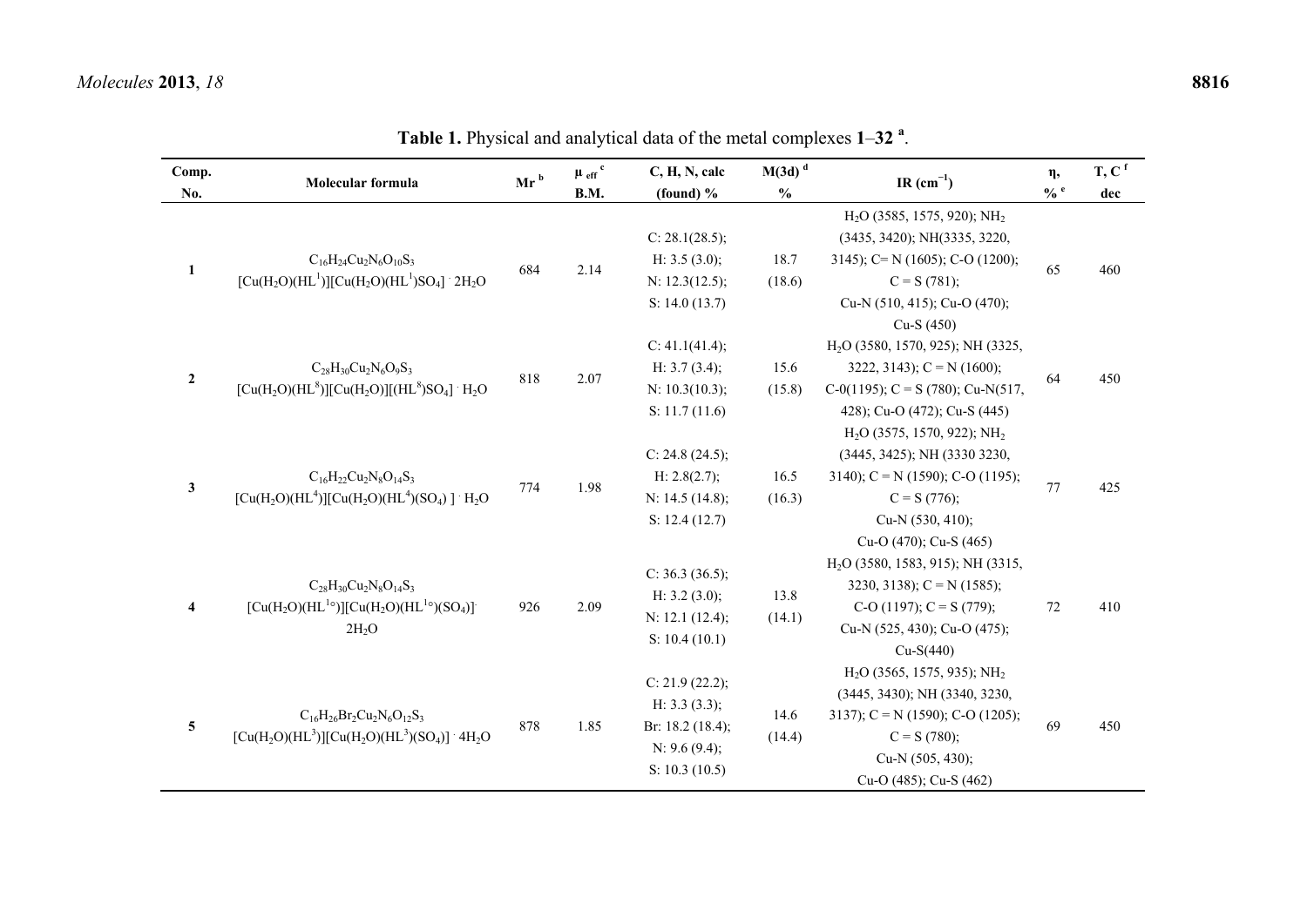**Table 1.** Physical and analytical data of the metal complexes **1**–**32** [a].

| Comp. No. | Molecular formula | Mr [b] | $\mu_{eff}$ [c] B.M. | C, H, N, calc (found) % | M(3d) [d] % | IR ($cm^{-1}$) | η, % [e] | T, C [f] dec |
|---|---|---|---|---|---|---|---|---|
| **1** | $C_{16}H_{24}Cu_2N_6O_{10}S_3$ $[Cu(H_2O)(HL^1)][Cu(H_2O)(HL^1)SO_4] \cdot 2H_2O$ | 684 | 2.14 | C: 28.1(28.5); H: 3.5 (3.0); N: 12.3(12.5); S: 14.0 (13.7) | 18.7 (18.6) | $H_2O$ (3585, 1575, 920); $NH_2$ (3435, 3420); NH(3335, 3220, 3145); C= N (1605); C-O (1200); C = S (781); Cu-N (510, 415); Cu-O (470); Cu-S (450) | 65 | 460 |
| **2** | $C_{28}H_{30}Cu_2N_6O_9S_3$ $[Cu(H_2O)(HL^8)][Cu(H_2O)][(HL^8)SO_4] \cdot H_2O$ | 818 | 2.07 | C: 41.1(41.4); H: 3.7 (3.4); N: 10.3(10.3); S: 11.7 (11.6) | 15.6 (15.8) | $H_2O$ (3580, 1570, 925); NH (3325, 3222, 3143); C = N (1600); C-0(1195); C = S (780); Cu-N(517, 428); Cu-O (472); Cu-S (445) | 64 | 450 |
| **3** | $C_{16}H_{22}Cu_2N_8O_{14}S_3$ $[Cu(H_2O)(HL^4)][Cu(H_2O)(HL^4)(SO_4)] \cdot H_2O$ | 774 | 1.98 | C: 24.8 (24.5); H: 2.8(2.7); N: 14.5 (14.8); S: 12.4 (12.7) | 16.5 (16.3) | $H_2O$ (3575, 1570, 922); $NH_2$ (3445, 3425); NH (3330 3230, 3140); C = N (1590); C-O (1195); C = S (776); Cu-N (530, 410); Cu-O (470); Cu-S (465) | 77 | 425 |
| **4** | $C_{28}H_{30}Cu_2N_8O_{14}S_3$ $[Cu(H_2O)(HL^{1\circ})][Cu(H_2O)(HL^{1\circ})(SO_4)] \cdot 2H_2O$ | 926 | 2.09 | C: 36.3 (36.5); H: 3.2 (3.0); N: 12.1 (12.4); S: 10.4 (10.1) | 13.8 (14.1) | $H_2O$ (3580, 1583, 915); NH (3315, 3230, 3138); C = N (1585); C-O (1197); C = S (779); Cu-N (525, 430); Cu-O (475); Cu-S(440) | 72 | 410 |
| **5** | $C_{16}H_{26}Br_2Cu_2N_6O_{12}S_3$ $[Cu(H_2O)(HL^3)][Cu(H_2O)(HL^3)(SO_4)] \cdot 4H_2O$ | 878 | 1.85 | C: 21.9 (22.2); H: 3.3 (3.3); Br: 18.2 (18.4); N: 9.6 (9.4); S: 10.3 (10.5) | 14.6 (14.4) | $H_2O$ (3565, 1575, 935); $NH_2$ (3445, 3430); NH (3340, 3230, 3137); C = N (1590); C-O (1205); C = S (780); Cu-N (505, 430); Cu-O (485); Cu-S (462) | 69 | 450 |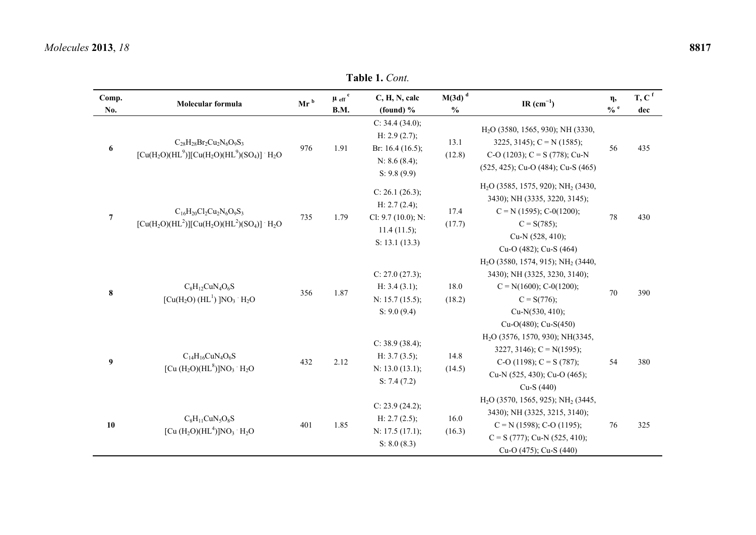**Table 1.** *Cont.*

| Comp. No. | Molecular formula | Mr [b] | $\mu_{eff}$ [c] B.M. | C, H, N, calc (found) % | M(3d) [d] % | IR ($cm^{-1}$) | η, % [e] | T, C [f] dec |
|---|---|---|---|---|---|---|---|---|
| 6 | $C_{28}H_{28}Br_2Cu_2N_6O_9S_3$ $[Cu(H_2O)(HL^9)][Cu(H_2O)(HL^9)(SO_4)] \cdot H_2O$ | 976 | 1.91 | C: 34.4 (34.0); H: 2.9 (2.7); Br: 16.4 (16.5); N: 8.6 (8.4); S: 9.8 (9.9) | 13.1 (12.8) | $H_2O$ (3580, 1565, 930); NH (3330, 3225, 3145); C = N (1585); C-O (1203); C = S (778); Cu-N (525, 425); Cu-O (484); Cu-S (465) | 56 | 435 |
| 7 | $C_{16}H_{20}Cl_2Cu_2N_6O_9S_3$ $[Cu(H_2O)(HL^2)][Cu(H_2O)(HL^2)(SO_4)] \cdot H_2O$ | 735 | 1.79 | C: 26.1 (26.3); H: 2.7 (2.4); Cl: 9.7 (10.0); N: 11.4 (11.5); S: 13.1 (13.3) | 17.4 (17.7) | $H_2O$ (3585, 1575, 920); $NH_2$ (3430, 3430); NH (3335, 3220, 3145); C = N (1595); C-0(1200); C = S(785); Cu-N (528, 410); Cu-O (482); Cu-S (464) | 78 | 430 |
| 8 | $C_8H_{12}CuN_4O_6S$ $[Cu(H_2O)(HL^1)]NO_3 \cdot H_2O$ | 356 | 1.87 | C: 27.0 (27.3); H: 3.4 (3.1); N: 15.7 (15.5); S: 9.0 (9.4) | 18.0 (18.2) | $H_2O$ (3580, 1574, 915); $NH_2$ (3440, 3430); NH (3325, 3230, 3140); C = N(1600); C-0(1200); C = S(776); Cu-N(530, 410); Cu-O(480); Cu-S(450) | 70 | 390 |
| 9 | $C_{14}H_{16}CuN_4O_6S$ $[Cu(H_2O)(HL^8)]NO_3 \cdot H_2O$ | 432 | 2.12 | C: 38.9 (38.4); H: 3.7 (3.5); N: 13.0 (13.1); S: 7.4 (7.2) | 14.8 (14.5) | $H_2O$ (3576, 1570, 930); NH(3345, 3227, 3146); C = N(1595); C-O (1198); C = S (787); Cu-N (525, 430); Cu-O (465); Cu-S (440) | 54 | 380 |
| 10 | $C_8H_{11}CuN_5O_8S$ $[Cu(H_2O)(HL^4)]NO_3 \cdot H_2O$ | 401 | 1.85 | C: 23.9 (24.2); H: 2.7 (2.5); N: 17.5 (17.1); S: 8.0 (8.3) | 16.0 (16.3) | $H_2O$ (3570, 1565, 925); $NH_2$ (3445, 3430); NH (3325, 3215, 3140); C = N (1598); C-O (1195); C = S (777); Cu-N (525, 410); Cu-O (475); Cu-S (440) | 76 | 325 |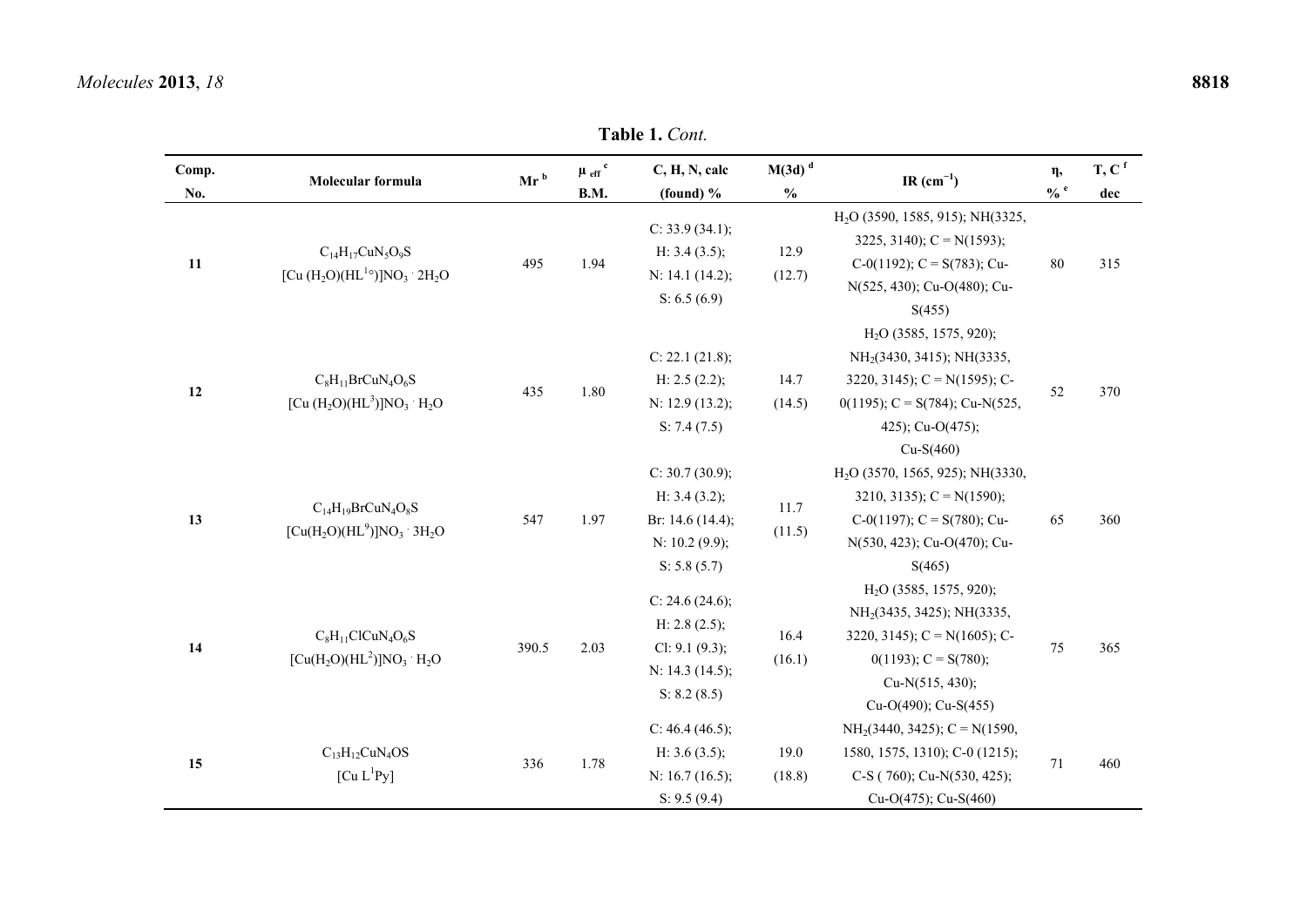**Table 1.** *Cont.*

| Comp. No. | Molecular formula | Mr [b] | $\mu_{eff}$ [c] B.M. | C, H, N, calc (found) % | M(3d) [d] % | IR ($cm^{-1}$) | η, % [e] | T, C [f] dec |
|---|---|---|---|---|---|---|---|---|
| **11** | $C_{14}H_{17}CuN_5O_9S$ [Cu $(H_2O)(HL^{1c})$]$NO_3 \cdot 2H_2O$ | 495 | 1.94 | C: 33.9 (34.1); H: 3.4 (3.5); N: 14.1 (14.2); S: 6.5 (6.9) | 12.9 (12.7) | $H_2O$ (3590, 1585, 915); NH(3325, 3225, 3140); C = N(1593); C-0(1192); C = S(783); Cu-N(525, 430); Cu-O(480); Cu-S(455) | 80 | 315 |
| **12** | $C_8H_{11}BrCuN_4O_6S$ [Cu $(H_2O)(HL^3)$]$NO_3 \cdot H_2O$ | 435 | 1.80 | C: 22.1 (21.8); H: 2.5 (2.2); N: 12.9 (13.2); S: 7.4 (7.5) | 14.7 (14.5) | $H_2O$ (3585, 1575, 920); $NH_2$(3430, 3415); NH(3335, 3220, 3145); C = N(1595); C-0(1195); C = S(784); Cu-N(525, 425); Cu-O(475); Cu-S(460) | 52 | 370 |
| **13** | $C_{14}H_{19}BrCuN_4O_8S$ [Cu$(H_2O)(HL^9)$]$NO_3 \cdot 3H_2O$ | 547 | 1.97 | C: 30.7 (30.9); H: 3.4 (3.2); Br: 14.6 (14.4); N: 10.2 (9.9); S: 5.8 (5.7) | 11.7 (11.5) | $H_2O$ (3570, 1565, 925); NH(3330, 3210, 3135); C = N(1590); C-0(1197); C = S(780); Cu-N(530, 423); Cu-O(470); Cu-S(465) | 65 | 360 |
| **14** | $C_8H_{11}ClCuN_4O_6S$ [Cu$(H_2O)(HL^2)$]$NO_3 \cdot H_2O$ | 390.5 | 2.03 | C: 24.6 (24.6); H: 2.8 (2.5); Cl: 9.1 (9.3); N: 14.3 (14.5); S: 8.2 (8.5) | 16.4 (16.1) | $H_2O$ (3585, 1575, 920); $NH_2$(3435, 3425); NH(3335, 3220, 3145); C = N(1605); C-0(1193); C = S(780); Cu-N(515, 430); Cu-O(490); Cu-S(455) | 75 | 365 |
| **15** | $C_{13}H_{12}CuN_4OS$ [Cu $L^1$Py] | 336 | 1.78 | C: 46.4 (46.5); H: 3.6 (3.5); N: 16.7 (16.5); S: 9.5 (9.4) | 19.0 (18.8) | $NH_2$(3440, 3425); C = N(1590, 1580, 1575, 1310); C-0 (1215); C-S ( 760); Cu-N(530, 425); Cu-O(475); Cu-S(460) | 71 | 460 |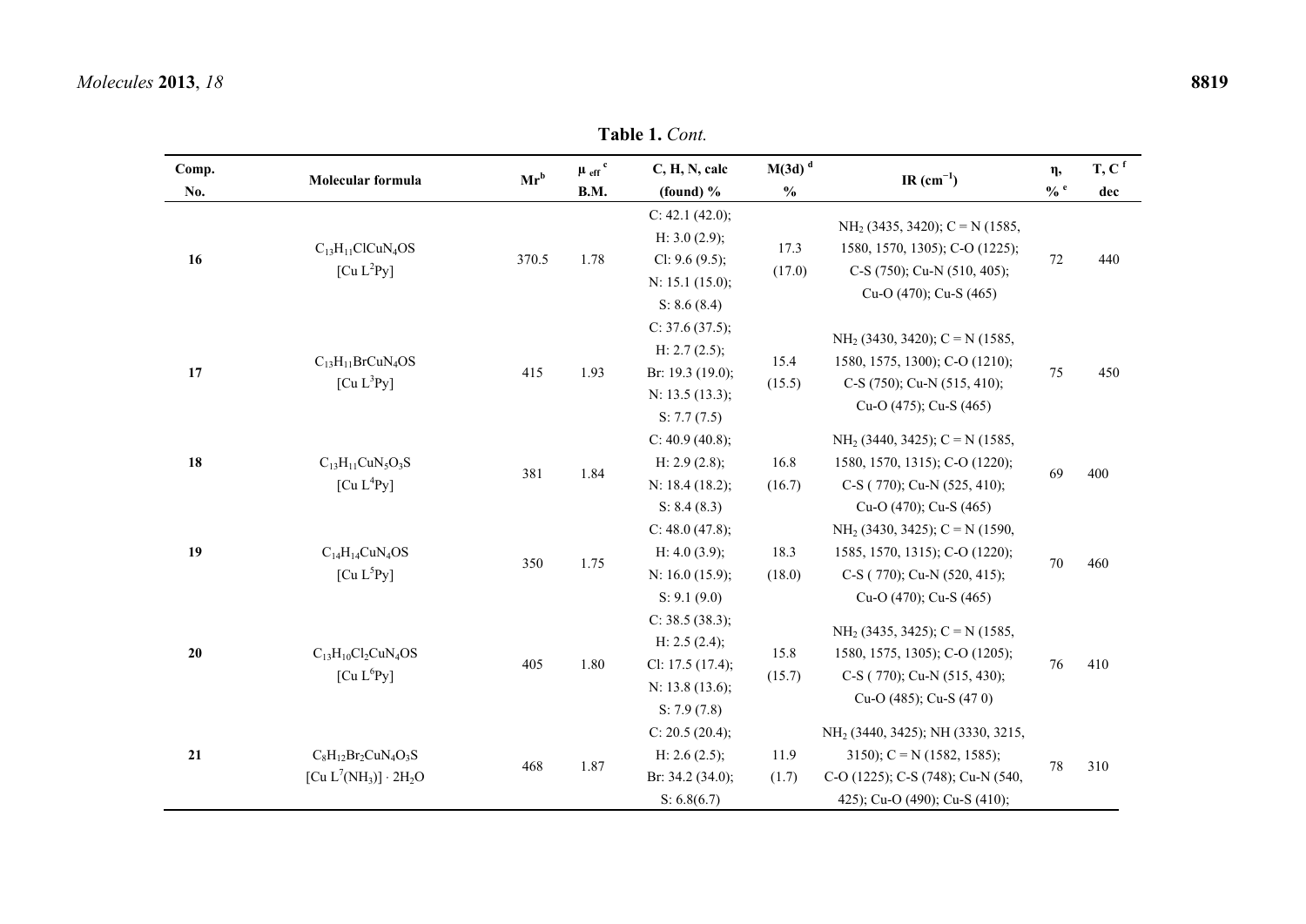**Table 1.** *Cont.*

| Comp. No. | Molecular formula | Mr[b] | $\mu_{eff}$ [c] B.M. | C, H, N, calc (found) % | M(3d) [d] % | IR ($cm^{-1}$) | η, % [e] | T, C [f] dec |
|---|---|---|---|---|---|---|---|---|
| **16** | $C_{13}H_{11}ClCuN_4OS$ [Cu $L^2$Py] | 370.5 | 1.78 | C: 42.1 (42.0); H: 3.0 (2.9); Cl: 9.6 (9.5); N: 15.1 (15.0); S: 8.6 (8.4) | 17.3 (17.0) | $NH_2$ (3435, 3420); C = N (1585, 1580, 1570, 1305); C-O (1225); C-S (750); Cu-N (510, 405); Cu-O (470); Cu-S (465) | 72 | 440 |
| **17** | $C_{13}H_{11}BrCuN_4OS$ [Cu $L^3$Py] | 415 | 1.93 | C: 37.6 (37.5); H: 2.7 (2.5); Br: 19.3 (19.0); N: 13.5 (13.3); S: 7.7 (7.5) | 15.4 (15.5) | $NH_2$ (3430, 3420); C = N (1585, 1580, 1575, 1300); C-O (1210); C-S (750); Cu-N (515, 410); Cu-O (475); Cu-S (465) | 75 | 450 |
| **18** | $C_{13}H_{11}CuN_5O_3S$ [Cu $L^4$Py] | 381 | 1.84 | C: 40.9 (40.8); H: 2.9 (2.8); N: 18.4 (18.2); S: 8.4 (8.3) | 16.8 (16.7) | $NH_2$ (3440, 3425); C = N (1585, 1580, 1570, 1315); C-O (1220); C-S ( 770); Cu-N (525, 410); Cu-O (470); Cu-S (465) | 69 | 400 |
| **19** | $C_{14}H_{14}CuN_4OS$ [Cu $L^5$Py] | 350 | 1.75 | C: 48.0 (47.8); H: 4.0 (3.9); N: 16.0 (15.9); S: 9.1 (9.0) | 18.3 (18.0) | $NH_2$ (3430, 3425); C = N (1590, 1585, 1570, 1315); C-O (1220); C-S ( 770); Cu-N (520, 415); Cu-O (470); Cu-S (465) | 70 | 460 |
| **20** | $C_{13}H_{10}Cl_2CuN_4OS$ [Cu $L^6$Py] | 405 | 1.80 | C: 38.5 (38.3); H: 2.5 (2.4); Cl: 17.5 (17.4); N: 13.8 (13.6); S: 7.9 (7.8) | 15.8 (15.7) | $NH_2$ (3435, 3425); C = N (1585, 1580, 1575, 1305); C-O (1205); C-S ( 770); Cu-N (515, 430); Cu-O (485); Cu-S (47 0) | 76 | 410 |
| **21** | $C_8H_{12}Br_2CuN_4O_3S$ [Cu $L^7(NH_3)$] · $2H_2O$ | 468 | 1.87 | C: 20.5 (20.4); H: 2.6 (2.5); Br: 34.2 (34.0); S: 6.8(6.7) | 11.9 (1.7) | $NH_2$ (3440, 3425); NH (3330, 3215, 3150); C = N (1582, 1585); C-O (1225); C-S (748); Cu-N (540, 425); Cu-O (490); Cu-S (410); | 78 | 310 |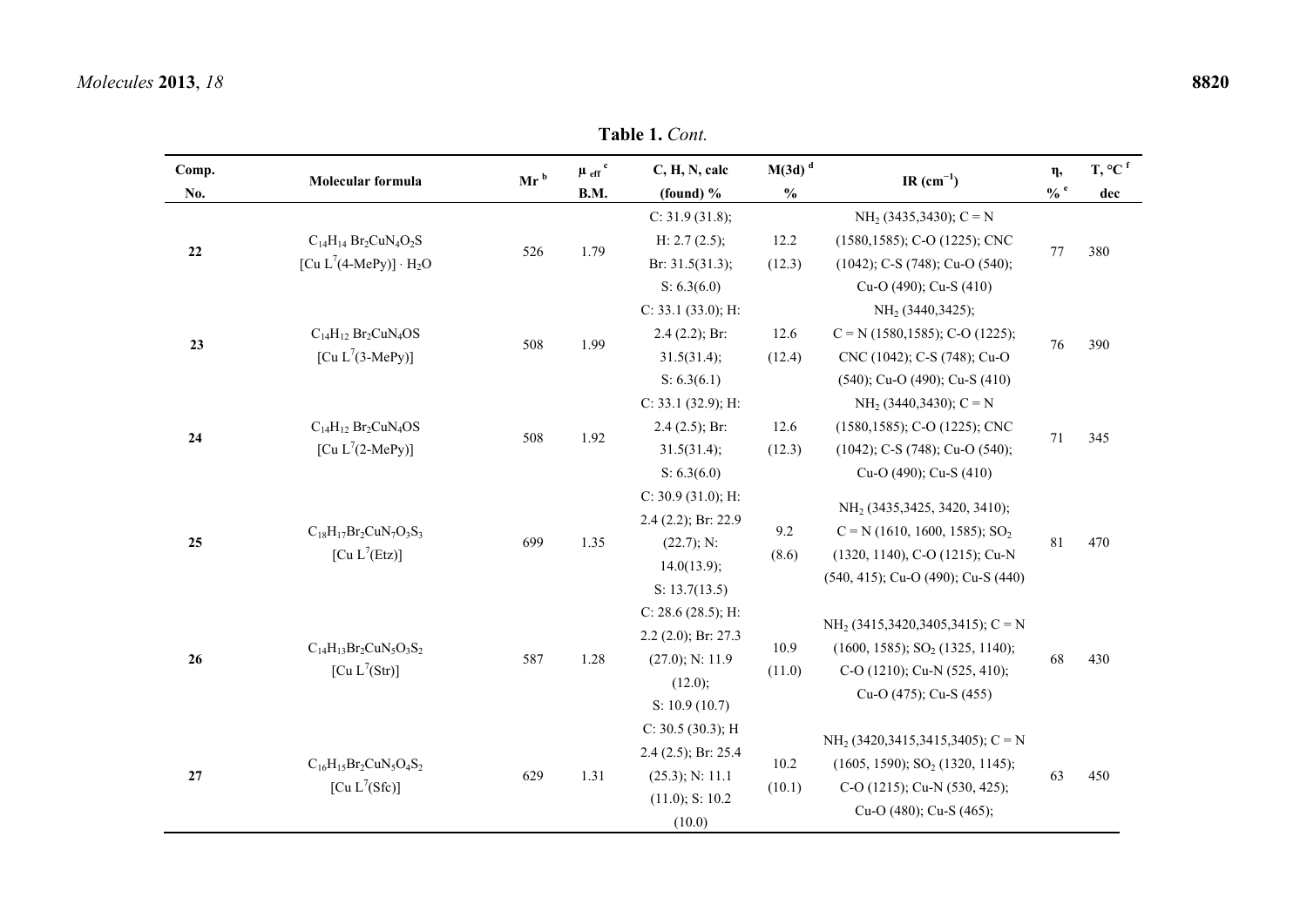**Table 1.** *Cont.*

| Comp. No. | Molecular formula | Mr [b] | $\mu_{eff}$ [c] B.M. | C, H, N, calc (found) % | M(3d) [d] % | IR ($cm^{-1}$) | η, % [e] | T, °C [f] dec |
|---|---|---|---|---|---|---|---|---|
| **22** | $C_{14}H_{14}Br_2CuN_4O_2S$ [Cu $L^7$(4-MePy)] · $H_2O$ | 526 | 1.79 | C: 31.9 (31.8); H: 2.7 (2.5); Br: 31.5(31.3); S: 6.3(6.0) | 12.2 (12.3) | $NH_2$ (3435,3430); C = N (1580,1585); C-O (1225); CNC (1042); C-S (748); Cu-O (540); Cu-O (490); Cu-S (410) | 77 | 380 |
| **23** | $C_{14}H_{12}Br_2CuN_4OS$ [Cu $L^7$(3-MePy)] | 508 | 1.99 | C: 33.1 (33.0); H: 2.4 (2.2); Br: 31.5(31.4); S: 6.3(6.1) | 12.6 (12.4) | $NH_2$ (3440,3425); C = N (1580,1585); C-O (1225); CNC (1042); C-S (748); Cu-O (540); Cu-O (490); Cu-S (410) | 76 | 390 |
| **24** | $C_{14}H_{12}Br_2CuN_4OS$ [Cu $L^7$(2-MePy)] | 508 | 1.92 | C: 33.1 (32.9); H: 2.4 (2.5); Br: 31.5(31.4); S: 6.3(6.0) | 12.6 (12.3) | $NH_2$ (3440,3430); C = N (1580,1585); C-O (1225); CNC (1042); C-S (748); Cu-O (540); Cu-O (490); Cu-S (410) | 71 | 345 |
| **25** | $C_{18}H_{17}Br_2CuN_7O_3S_3$ [Cu $L^7$(Etz)] | 699 | 1.35 | C: 30.9 (31.0); H: 2.4 (2.2); Br: 22.9 (22.7); N: 14.0(13.9); S: 13.7(13.5) | 9.2 (8.6) | $NH_2$ (3435,3425, 3420, 3410); C = N (1610, 1600, 1585); $SO_2$ (1320, 1140), C-O (1215); Cu-N (540, 415); Cu-O (490); Cu-S (440) | 81 | 470 |
| **26** | $C_{14}H_{13}Br_2CuN_5O_3S_2$ [Cu $L^7$(Str)] | 587 | 1.28 | C: 28.6 (28.5); H: 2.2 (2.0); Br: 27.3 (27.0); N: 11.9 (12.0); S: 10.9 (10.7) | 10.9 (11.0) | $NH_2$ (3415,3420,3405,3415); C = N (1600, 1585); $SO_2$ (1325, 1140); C-O (1210); Cu-N (525, 410); Cu-O (475); Cu-S (455) | 68 | 430 |
| **27** | $C_{16}H_{15}Br_2CuN_5O_4S_2$ [Cu $L^7$(Sfc)] | 629 | 1.31 | C: 30.5 (30.3); H 2.4 (2.5); Br: 25.4 (25.3); N: 11.1 (11.0); S: 10.2 (10.0) | 10.2 (10.1) | $NH_2$ (3420,3415,3415,3405); C = N (1605, 1590); $SO_2$ (1320, 1145); C-O (1215); Cu-N (530, 425); Cu-O (480); Cu-S (465); | 63 | 450 |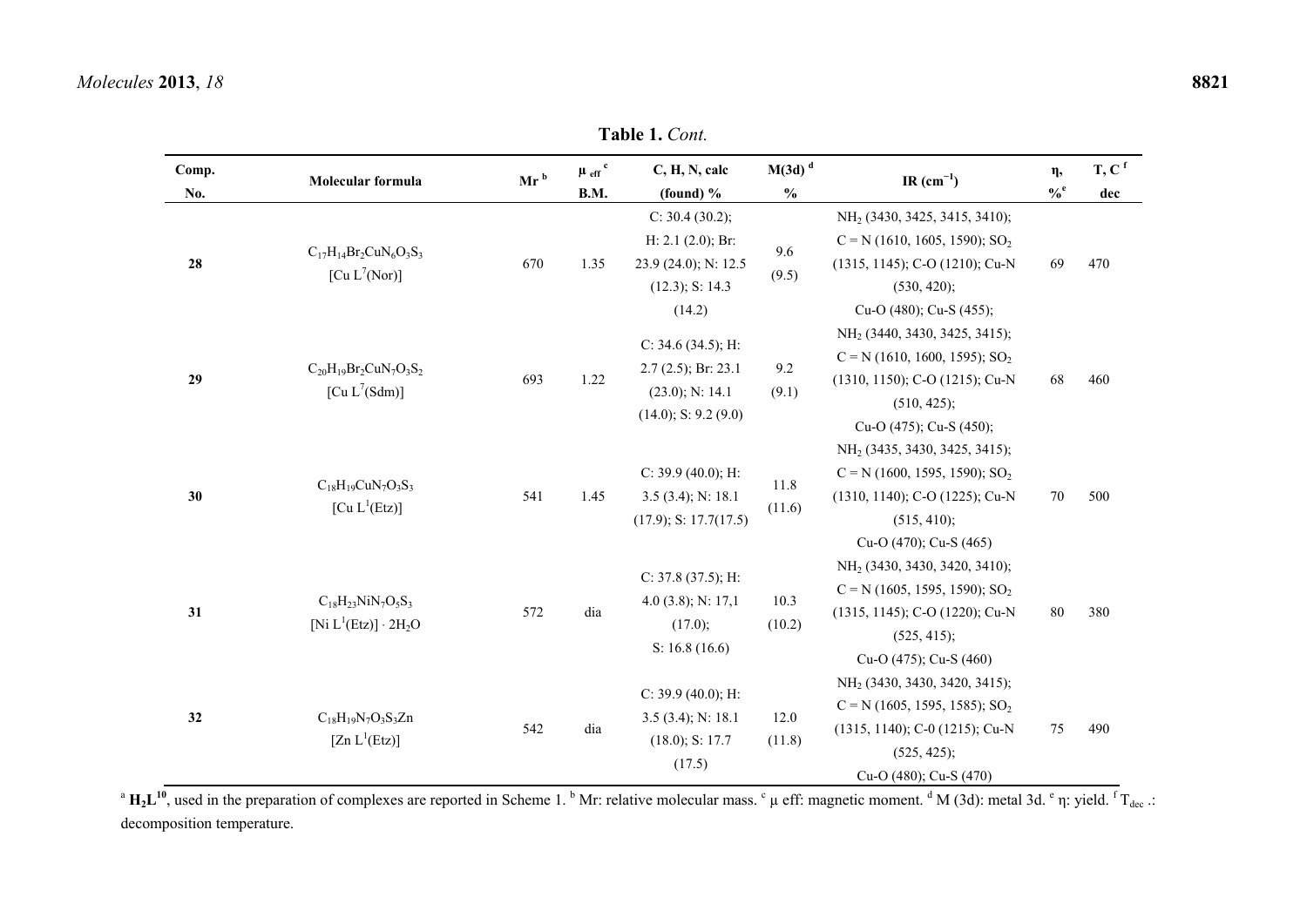**Table 1.** *Cont.*

| Comp. No. | Molecular formula | Mr [b] | $\mu_{eff}$ [c] B.M. | C, H, N, calc (found) % | M(3d) [d] % | IR ($cm^{-1}$) | η, % [e] | T, C [f] dec |
|---|---|---|---|---|---|---|---|---|
| **28** | $C_{17}H_{14}Br_2CuN_6O_3S_3$ [Cu $L^7$(Nor)] | 670 | 1.35 | C: 30.4 (30.2); H: 2.1 (2.0); Br: 23.9 (24.0); N: 12.5 (12.3); S: 14.3 (14.2) | 9.6 (9.5) | $NH_2$ (3430, 3425, 3415, 3410); C = N (1610, 1605, 1590); $SO_2$ (1315, 1145); C-O (1210); Cu-N (530, 420); Cu-O (480); Cu-S (455); | 69 | 470 |
| **29** | $C_{20}H_{19}Br_2CuN_7O_3S_2$ [Cu $L^7$(Sdm)] | 693 | 1.22 | C: 34.6 (34.5); H: 2.7 (2.5); Br: 23.1 (23.0); N: 14.1 (14.0); S: 9.2 (9.0) | 9.2 (9.1) | $NH_2$ (3440, 3430, 3425, 3415); C = N (1610, 1600, 1595); $SO_2$ (1310, 1150); C-O (1215); Cu-N (510, 425); Cu-O (475); Cu-S (450); | 68 | 460 |
| **30** | $C_{18}H_{19}CuN_7O_3S_3$ [Cu $L^1$(Etz)] | 541 | 1.45 | C: 39.9 (40.0); H: 3.5 (3.4); N: 18.1 (17.9); S: 17.7(17.5) | 11.8 (11.6) | $NH_2$ (3435, 3430, 3425, 3415); C = N (1600, 1595, 1590); $SO_2$ (1310, 1140); C-O (1225); Cu-N (515, 410); Cu-O (470); Cu-S (465) | 70 | 500 |
| **31** | $C_{18}H_{23}NiN_7O_5S_3$ [Ni $L^1$(Etz)] · $2H_2O$ | 572 | dia | C: 37.8 (37.5); H: 4.0 (3.8); N: 17,1 (17.0); S: 16.8 (16.6) | 10.3 (10.2) | $NH_2$ (3430, 3430, 3420, 3410); C = N (1605, 1595, 1590); $SO_2$ (1315, 1145); C-O (1220); Cu-N (525, 415); Cu-O (475); Cu-S (460) | 80 | 380 |
| **32** | $C_{18}H_{19}N_7O_3S_3Zn$ [Zn $L^1$(Etz)] | 542 | dia | C: 39.9 (40.0); H: 3.5 (3.4); N: 18.1 (18.0); S: 17.7 (17.5) | 12.0 (11.8) | $NH_2$ (3430, 3430, 3420, 3415); C = N (1605, 1595, 1585); $SO_2$ (1315, 1140); C-0 (1215); Cu-N (525, 425); Cu-O (480); Cu-S (470) | 75 | 490 |

[a] $H_2L^{10}$, used in the preparation of complexes are reported in Scheme 1. [b] Mr: relative molecular mass. [c] μ eff: magnetic moment. [d] M (3d): metal 3d. [e] η: yield. [f] $T_{dec}$ .: decomposition temperature.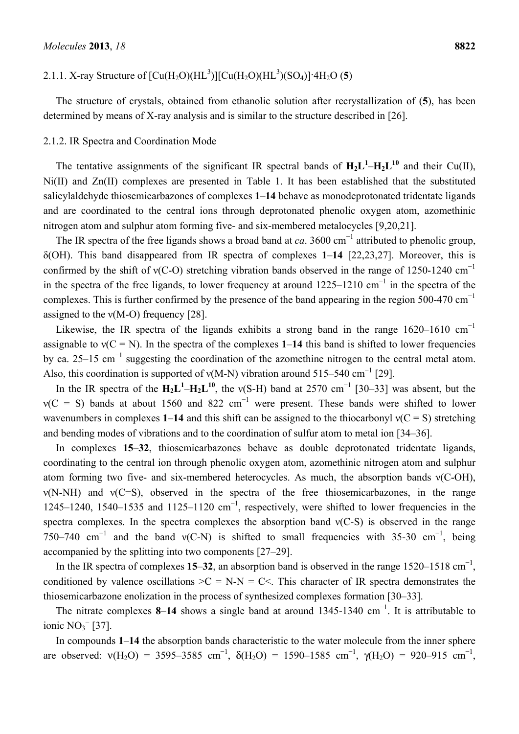#### 2.1.1. X-ray Structure of $[Cu(H_2O)(HL^3)][Cu(H_2O)(HL^3)(SO_4)]·4H_2O$ (**5**)

The structure of crystals, obtained from ethanolic solution after recrystallization of (**5**), has been determined by means of X-ray analysis and is similar to the structure described in [26].

#### 2.1.2. IR Spectra and Coordination Mode

The tentative assignments of the significant IR spectral bands of $\mathbf{H_2L^1}$–$\mathbf{H_2L^{10}}$ and their Cu(II), Ni(II) and Zn(II) complexes are presented in Table 1. It has been established that the substituted salicylaldehyde thiosemicarbazones of complexes **1**–**14** behave as monodeprotonated tridentate ligands and are coordinated to the central ions through deprotonated phenolic oxygen atom, azomethinic nitrogen atom and sulphur atom forming five- and six-membered metalocycles [9,20,21].

The IR spectra of the free ligands shows a broad band at *ca*. 3600 $cm^{-1}$ attributed to phenolic group, δ(OH). This band disappeared from IR spectra of complexes **1**–**14** [22,23,27]. Moreover, this is confirmed by the shift of ν(C-O) stretching vibration bands observed in the range of 1250-1240 $cm^{-1}$ in the spectra of the free ligands, to lower frequency at around 1225–1210 $cm^{-1}$ in the spectra of the complexes. This is further confirmed by the presence of the band appearing in the region 500-470 $cm^{-1}$ assigned to the ν(M-O) frequency [28].

Likewise, the IR spectra of the ligands exhibits a strong band in the range 1620–1610 $cm^{-1}$ assignable to ν(C = N). In the spectra of the complexes **1**–**14** this band is shifted to lower frequencies by ca. 25–15 $cm^{-1}$ suggesting the coordination of the azomethine nitrogen to the central metal atom. Also, this coordination is supported of ν(M-N) vibration around 515–540 $cm^{-1}$ [29].

In the IR spectra of the $\mathbf{H_2L^1}$–$\mathbf{H_2L^{10}}$, the ν(S-H) band at 2570 $cm^{-1}$ [30–33] was absent, but the ν(C = S) bands at about 1560 and 822 $cm^{-1}$ were present. These bands were shifted to lower wavenumbers in complexes **1**–**14** and this shift can be assigned to the thiocarbonyl ν(C = S) stretching and bending modes of vibrations and to the coordination of sulfur atom to metal ion [34–36].

In complexes **15**–**32**, thiosemicarbazones behave as double deprotonated tridentate ligands, coordinating to the central ion through phenolic oxygen atom, azomethinic nitrogen atom and sulphur atom forming two five- and six-membered heterocycles. As much, the absorption bands ν(C-OH), ν(N-NH) and ν(C=S), observed in the spectra of the free thiosemicarbazones, in the range 1245–1240, 1540–1535 and 1125–1120 $cm^{-1}$, respectively, were shifted to lower frequencies in the spectra complexes. In the spectra complexes the absorption band ν(C-S) is observed in the range 750–740 $cm^{-1}$ and the band ν(C-N) is shifted to small frequencies with 35-30 $cm^{-1}$, being accompanied by the splitting into two components [27–29].

In the IR spectra of complexes **15**–**32**, an absorption band is observed in the range 1520–1518 $cm^{-1}$, conditioned by valence oscillations >C = N-N = C<. This character of IR spectra demonstrates the thiosemicarbazone enolization in the process of synthesized complexes formation [30–33].

The nitrate complexes **8**–**14** shows a single band at around 1345-1340 $cm^{-1}$. It is attributable to ionic $NO_3^-$ [37].

In compounds **1**–**14** the absorption bands characteristic to the water molecule from the inner sphere are observed: ν($H_2O$) = 3595–3585 $cm^{-1}$, δ($H_2O$) = 1590–1585 $cm^{-1}$, γ($H_2O$) = 920–915 $cm^{-1}$,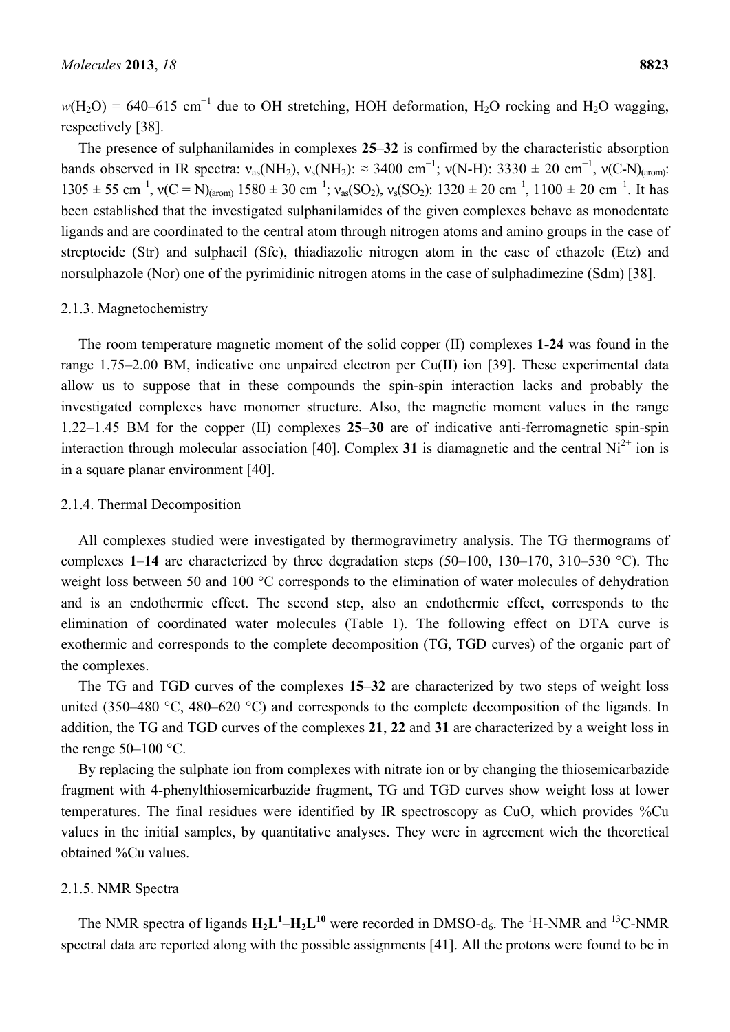$w(H_2O)$ = 640–615 $cm^{-1}$ due to OH stretching, HOH deformation, $H_2O$ rocking and $H_2O$ wagging, respectively [38].

The presence of sulphanilamides in complexes **25**–**32** is confirmed by the characteristic absorption bands observed in IR spectra: $\nu_{as}(NH_2)$, $\nu_s(NH_2)$: ≈ 3400 $cm^{-1}$; ν(N-H): 3330 ± 20 $cm^{-1}$, $\nu(C\text{-}N)_{(arom)}$: 1305 ± 55 $cm^{-1}$, $\nu(C = N)_{(arom)}$ 1580 ± 30 $cm^{-1}$; $\nu_{as}(SO_2)$, $\nu_s(SO_2)$: 1320 ± 20 $cm^{-1}$, 1100 ± 20 $cm^{-1}$. It has been established that the investigated sulphanilamides of the given complexes behave as monodentate ligands and are coordinated to the central atom through nitrogen atoms and amino groups in the case of streptocide (Str) and sulphacil (Sfc), thiadiazolic nitrogen atom in the case of ethazole (Etz) and norsulphazole (Nor) one of the pyrimidinic nitrogen atoms in the case of sulphadimezine (Sdm) [38].

### 2.1.3. Magnetochemistry

The room temperature magnetic moment of the solid copper (II) complexes **1-24** was found in the range 1.75–2.00 BM, indicative one unpaired electron per Cu(II) ion [39]. These experimental data allow us to suppose that in these compounds the spin-spin interaction lacks and probably the investigated complexes have monomer structure. Also, the magnetic moment values in the range 1.22–1.45 BM for the copper (II) complexes **25**–**30** are of indicative anti-ferromagnetic spin-spin interaction through molecular association [40]. Complex **31** is diamagnetic and the central $Ni^{2+}$ ion is in a square planar environment [40].

### 2.1.4. Thermal Decomposition

All complexes studied were investigated by thermogravimetry analysis. The TG thermograms of complexes **1**–**14** are characterized by three degradation steps (50–100, 130–170, 310–530 °C). The weight loss between 50 and 100 °C corresponds to the elimination of water molecules of dehydration and is an endothermic effect. The second step, also an endothermic effect, corresponds to the elimination of coordinated water molecules (Table 1). The following effect on DTA curve is exothermic and corresponds to the complete decomposition (TG, TGD curves) of the organic part of the complexes.

The TG and TGD curves of the complexes **15**–**32** are characterized by two steps of weight loss united (350–480 °C, 480–620 °C) and corresponds to the complete decomposition of the ligands. In addition, the TG and TGD curves of the complexes **21**, **22** and **31** are characterized by a weight loss in the renge 50–100 °C.

By replacing the sulphate ion from complexes with nitrate ion or by changing the thiosemicarbazide fragment with 4-phenylthiosemicarbazide fragment, TG and TGD curves show weight loss at lower temperatures. The final residues were identified by IR spectroscopy as CuO, which provides %Cu values in the initial samples, by quantitative analyses. They were in agreement wich the theoretical obtained %Cu values.

### 2.1.5. NMR Spectra

The NMR spectra of ligands $\mathbf{H_2L^1}$–$\mathbf{H_2L^{10}}$ were recorded in DMSO-$d_6$. The $^1H$-NMR and $^{13}C$-NMR spectral data are reported along with the possible assignments [41]. All the protons were found to be in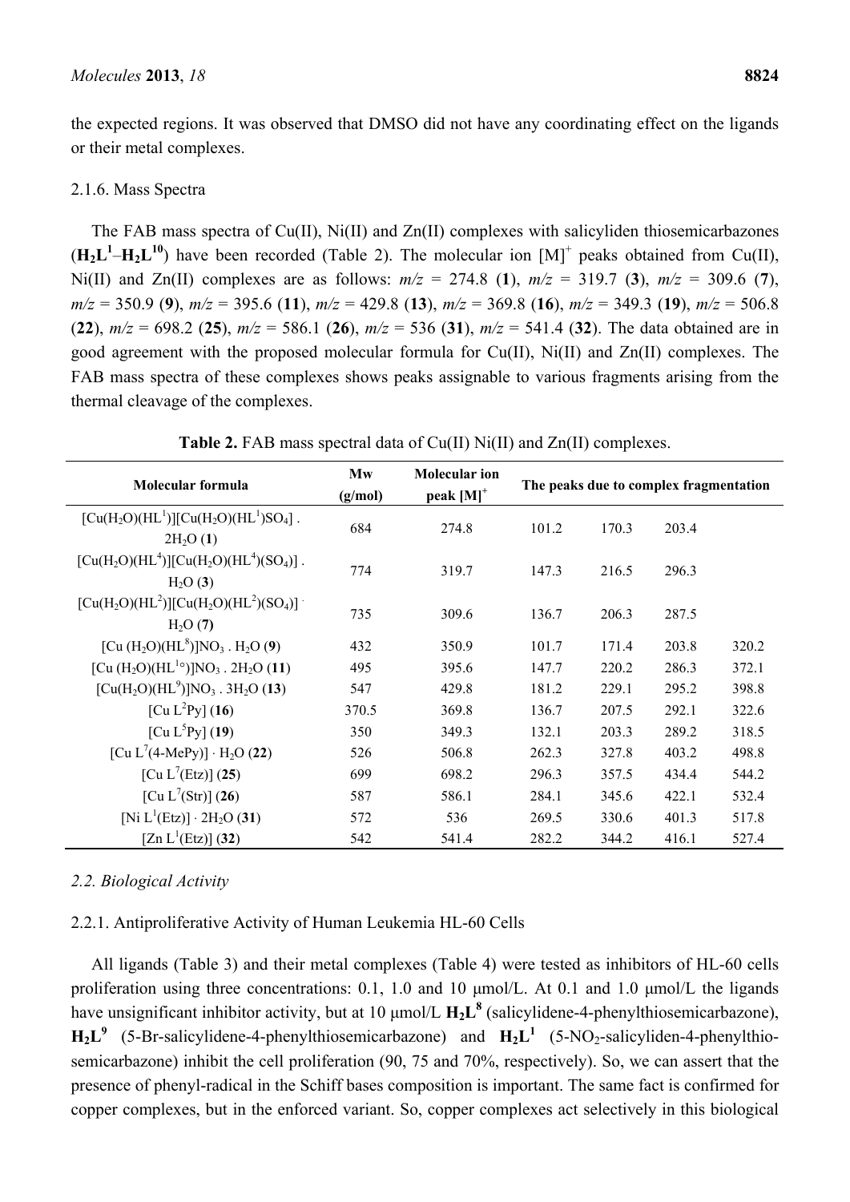the expected regions. It was observed that DMSO did not have any coordinating effect on the ligands or their metal complexes.

### 2.1.6. Mass Spectra

The FAB mass spectra of Cu(II), Ni(II) and Zn(II) complexes with salicyliden thiosemicarbazones (**$H_2L^1$**–**$H_2L^{10}$**) have been recorded (Table 2). The molecular ion $[M]^+$ peaks obtained from Cu(II), Ni(II) and Zn(II) complexes are as follows: *m/z* = 274.8 (**1**), *m/z* = 319.7 (**3**), *m/z* = 309.6 (**7**), *m/z* = 350.9 (**9**), *m/z* = 395.6 (**11**), *m/z* = 429.8 (**13**), *m/z* = 369.8 (**16**), *m/z* = 349.3 (**19**), *m/z* = 506.8 (**22**), *m/z* = 698.2 (**25**), *m/z* = 586.1 (**26**), *m/z* = 536 (**31**), *m/z* = 541.4 (**32**). The data obtained are in good agreement with the proposed molecular formula for Cu(II), Ni(II) and Zn(II) complexes. The FAB mass spectra of these complexes shows peaks assignable to various fragments arising from the thermal cleavage of the complexes.

**Table 2.** FAB mass spectral data of Cu(II) Ni(II) and Zn(II) complexes.

| Molecular formula | Mw (g/mol) | Molecular ion peak $[M]^+$ | The peaks due to complex fragmentation | | | |
|---|---|---|---|---|---|---|
| $[Cu(H_2O)(HL^1)][Cu(H_2O)(HL^1)SO_4] \cdot 2H_2O$ (**1**) | 684 | 274.8 | 101.2 | 170.3 | 203.4 | |
| $[Cu(H_2O)(HL^4)][Cu(H_2O)(HL^4)(SO_4)] \cdot H_2O$ (**3**) | 774 | 319.7 | 147.3 | 216.5 | 296.3 | |
| $[Cu(H_2O)(HL^2)][Cu(H_2O)(HL^2)(SO_4)] \cdot H_2O$ (**7**) | 735 | 309.6 | 136.7 | 206.3 | 287.5 | |
| $[Cu(H_2O)(HL^8)]NO_3 \cdot H_2O$ (**9**) | 432 | 350.9 | 101.7 | 171.4 | 203.8 | 320.2 |
| $[Cu(H_2O)(HL^{10})]NO_3 \cdot 2H_2O$ (**11**) | 495 | 395.6 | 147.7 | 220.2 | 286.3 | 372.1 |
| $[Cu(H_2O)(HL^9)]NO_3 \cdot 3H_2O$ (**13**) | 547 | 429.8 | 181.2 | 229.1 | 295.2 | 398.8 |
| $[Cu L^2Py]$ (**16**) | 370.5 | 369.8 | 136.7 | 207.5 | 292.1 | 322.6 |
| $[Cu L^5Py]$ (**19**) | 350 | 349.3 | 132.1 | 203.3 | 289.2 | 318.5 |
| $[Cu L^7(4\text{-}MePy)] \cdot H_2O$ (**22**) | 526 | 506.8 | 262.3 | 327.8 | 403.2 | 498.8 |
| $[Cu L^7(Etz)]$ (**25**) | 699 | 698.2 | 296.3 | 357.5 | 434.4 | 544.2 |
| $[Cu L^7(Str)]$ (**26**) | 587 | 586.1 | 284.1 | 345.6 | 422.1 | 532.4 |
| $[Ni L^1(Etz)] \cdot 2H_2O$ (**31**) | 572 | 536 | 269.5 | 330.6 | 401.3 | 517.8 |
| $[Zn L^1(Etz)]$ (**32**) | 542 | 541.4 | 282.2 | 344.2 | 416.1 | 527.4 |

## *2.2. Biological Activity*

### 2.2.1. Antiproliferative Activity of Human Leukemia HL-60 Cells

All ligands (Table 3) and their metal complexes (Table 4) were tested as inhibitors of HL-60 cells proliferation using three concentrations: 0.1, 1.0 and 10 μmol/L. At 0.1 and 1.0 μmol/L the ligands have unsignificant inhibitor activity, but at 10 μmol/L **$H_2L^8$** (salicylidene-4-phenylthiosemicarbazone), **$H_2L^9$** (5-Br-salicylidene-4-phenylthiosemicarbazone) and **$H_2L^1$** (5-$NO_2$-salicyliden-4-phenylthiosemicarbazone) inhibit the cell proliferation (90, 75 and 70%, respectively). So, we can assert that the presence of phenyl-radical in the Schiff bases composition is important. The same fact is confirmed for copper complexes, but in the enforced variant. So, copper complexes act selectively in this biological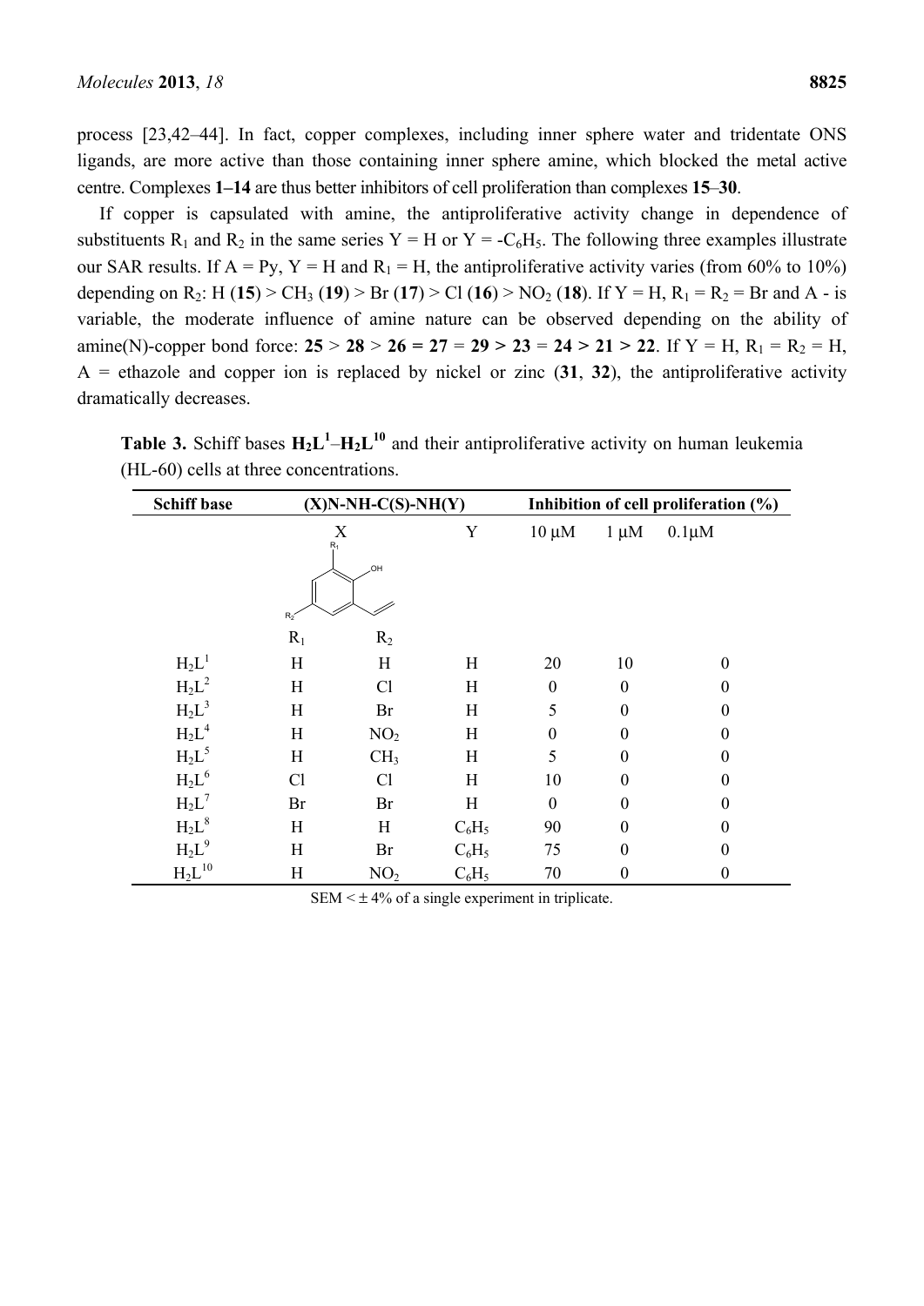process [23,42–44]. In fact, copper complexes, including inner sphere water and tridentate ONS ligands, are more active than those containing inner sphere amine, which blocked the metal active centre. Complexes **1–14** are thus better inhibitors of cell proliferation than complexes **15**–**30**.

If copper is capsulated with amine, the antiproliferative activity change in dependence of substituents $R_1$ and $R_2$ in the same series Y = H or Y = -$C_6H_5$. The following three examples illustrate our SAR results. If A = Py, Y = H and $R_1$ = H, the antiproliferative activity varies (from 60% to 10%) depending on $R_2$: H (**15**) > $CH_3$ (**19**) > Br (**17**) > Cl (**16**) > $NO_2$ (**18**). If Y = H, $R_1$ = $R_2$ = Br and A - is variable, the moderate influence of amine nature can be observed depending on the ability of amine(N)-copper bond force: **25** > **28** > **26 = 27** = **29 > 23** = **24 > 21 > 22**. If Y = H, $R_1$ = $R_2$ = H, A = ethazole and copper ion is replaced by nickel or zinc (**31**, **32**), the antiproliferative activity dramatically decreases.

**Table 3.** Schiff bases $\mathbf{H_2L^1}$–$\mathbf{H_2L^{10}}$ and their antiproliferative activity on human leukemia (HL-60) cells at three concentrations.

| Schiff base | (X)N-NH-C(S)-NH(Y) | | | Inhibition of cell proliferation (%) | | |
|---|---|---|---|---|---|---|
| | X (2-hydroxybenzylidene bearing $R_1$, $R_2$) | | Y | 10 μM | 1 μM | 0.1μM |
| | $R_1$ | $R_2$ | | | | |
| $H_2L^1$ | H | H | H | 20 | 10 | 0 |
| $H_2L^2$ | H | Cl | H | 0 | 0 | 0 |
| $H_2L^3$ | H | Br | H | 5 | 0 | 0 |
| $H_2L^4$ | H | $NO_2$ | H | 0 | 0 | 0 |
| $H_2L^5$ | H | $CH_3$ | H | 5 | 0 | 0 |
| $H_2L^6$ | Cl | Cl | H | 10 | 0 | 0 |
| $H_2L^7$ | Br | Br | H | 0 | 0 | 0 |
| $H_2L^8$ | H | H | $C_6H_5$ | 90 | 0 | 0 |
| $H_2L^9$ | H | Br | $C_6H_5$ | 75 | 0 | 0 |
| $H_2L^{10}$ | H | $NO_2$ | $C_6H_5$ | 70 | 0 | 0 |

SEM < ± 4% of a single experiment in triplicate.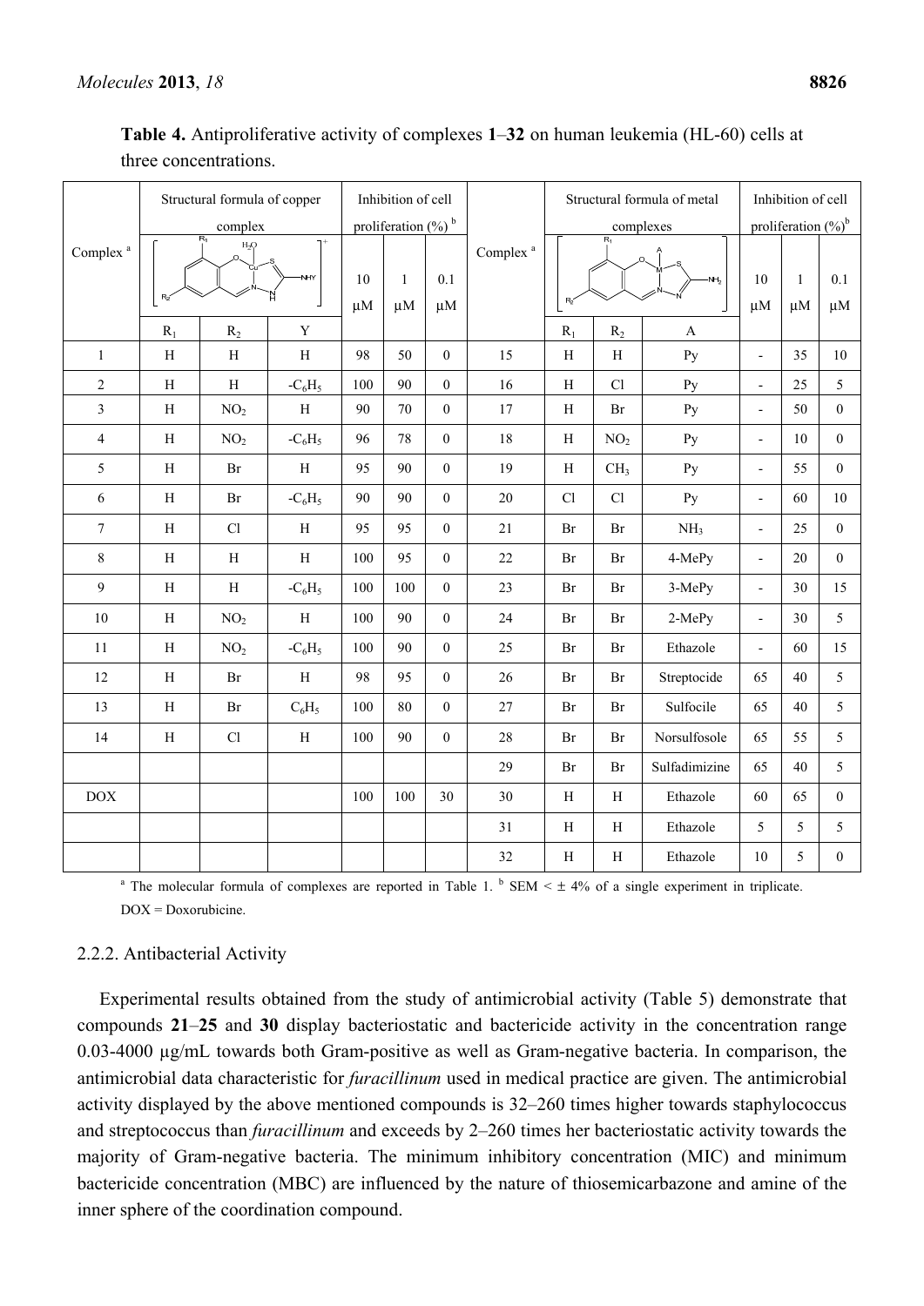**Table 4.** Antiproliferative activity of complexes **1**–**32** on human leukemia (HL-60) cells at three concentrations.

| Complex [a] | Structural formula of copper complex | | | Inhibition of cell proliferation (%) [b] | | | Complex [a] | Structural formula of metal complexes | | | Inhibition of cell proliferation (%) [b] | | |
|---|---|---|---|---|---|---|---|---|---|---|---|---|---|
| | $R_1$ | $R_2$ | Y | 10 μM | 1 μM | 0.1 μM | | $R_1$ | $R_2$ | A | 10 μM | 1 μM | 0.1 μM |
| 1 | H | H | H | 98 | 50 | 0 | 15 | H | H | Py | - | 35 | 10 |
| 2 | H | H | $-C_6H_5$ | 100 | 90 | 0 | 16 | H | Cl | Py | - | 25 | 5 |
| 3 | H | $NO_2$ | H | 90 | 70 | 0 | 17 | H | Br | Py | - | 50 | 0 |
| 4 | H | $NO_2$ | $-C_6H_5$ | 96 | 78 | 0 | 18 | H | $NO_2$ | Py | - | 10 | 0 |
| 5 | H | Br | H | 95 | 90 | 0 | 19 | H | $CH_3$ | Py | - | 55 | 0 |
| 6 | H | Br | $-C_6H_5$ | 90 | 90 | 0 | 20 | Cl | Cl | Py | - | 60 | 10 |
| 7 | H | Cl | H | 95 | 95 | 0 | 21 | Br | Br | $NH_3$ | - | 25 | 0 |
| 8 | H | H | H | 100 | 95 | 0 | 22 | Br | Br | 4-MePy | - | 20 | 0 |
| 9 | H | H | $-C_6H_5$ | 100 | 100 | 0 | 23 | Br | Br | 3-MePy | - | 30 | 15 |
| 10 | H | $NO_2$ | H | 100 | 90 | 0 | 24 | Br | Br | 2-MePy | - | 30 | 5 |
| 11 | H | $NO_2$ | $-C_6H_5$ | 100 | 90 | 0 | 25 | Br | Br | Ethazole | - | 60 | 15 |
| 12 | H | Br | H | 98 | 95 | 0 | 26 | Br | Br | Streptocide | 65 | 40 | 5 |
| 13 | H | Br | $C_6H_5$ | 100 | 80 | 0 | 27 | Br | Br | Sulfocile | 65 | 40 | 5 |
| 14 | H | Cl | H | 100 | 90 | 0 | 28 | Br | Br | Norsulfosole | 65 | 55 | 5 |
| | | | | | | | 29 | Br | Br | Sulfadimizine | 65 | 40 | 5 |
| DOX | | | | 100 | 100 | 30 | 30 | H | H | Ethazole | 60 | 65 | 0 |
| | | | | | | | 31 | H | H | Ethazole | 5 | 5 | 5 |
| | | | | | | | 32 | H | H | Ethazole | 10 | 5 | 0 |

[a] The molecular formula of complexes are reported in Table 1. [b] SEM < ± 4% of a single experiment in triplicate. DOX = Doxorubicine.

### 2.2.2. Antibacterial Activity

Experimental results obtained from the study of antimicrobial activity (Table 5) demonstrate that compounds **21**–**25** and **30** display bacteriostatic and bactericide activity in the concentration range 0.03-4000 µg/mL towards both Gram-positive as well as Gram-negative bacteria. In comparison, the antimicrobial data characteristic for *furacillinum* used in medical practice are given. The antimicrobial activity displayed by the above mentioned compounds is 32–260 times higher towards staphylococcus and streptococcus than *furacillinum* and exceeds by 2–260 times her bacteriostatic activity towards the majority of Gram-negative bacteria. The minimum inhibitory concentration (MIC) and minimum bactericide concentration (MBC) are influenced by the nature of thiosemicarbazone and amine of the inner sphere of the coordination compound.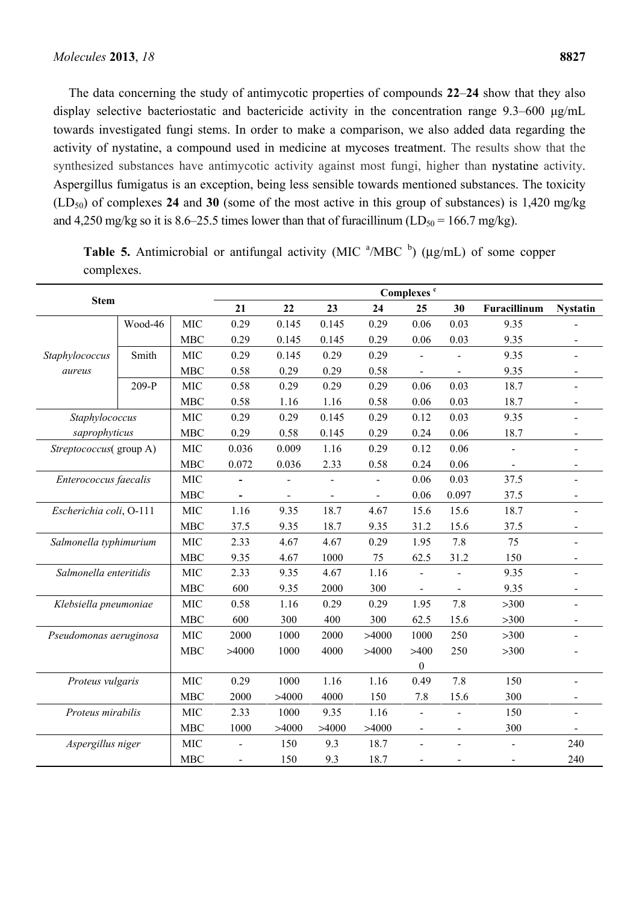The data concerning the study of antimycotic properties of compounds **22**–**24** show that they also display selective bacteriostatic and bactericide activity in the concentration range 9.3–600 μg/mL towards investigated fungi stems. In order to make a comparison, we also added data regarding the activity of nystatine, a compound used in medicine at mycoses treatment. The results show that the synthesized substances have antimycotic activity against most fungi, higher than nystatine activity. Aspergillus fumigatus is an exception, being less sensible towards mentioned substances. The toxicity ($LD_{50}$) of complexes **24** and **30** (some of the most active in this group of substances) is 1,420 mg/kg and 4,250 mg/kg so it is 8.6–25.5 times lower than that of furacillinum ($LD_{50}$ = 166.7 mg/kg).

**Table 5.** Antimicrobial or antifungal activity (MIC [a]/MBC [b]) (μg/mL) of some copper complexes.

| Stem | | | Complexes [c] | | | | | | | |
|---|---|---|---|---|---|---|---|---|---|---|
| | | | **21** | **22** | **23** | **24** | **25** | **30** | **Furacillinum** | **Nystatin** |
| *Staphylococcus aureus* | Wood-46 | MIC | 0.29 | 0.145 | 0.145 | 0.29 | 0.06 | 0.03 | 9.35 | - |
| | | MBC | 0.29 | 0.145 | 0.145 | 0.29 | 0.06 | 0.03 | 9.35 | - |
| | Smith | MIC | 0.29 | 0.145 | 0.29 | 0.29 | - | - | 9.35 | - |
| | | MBC | 0.58 | 0.29 | 0.29 | 0.58 | - | - | 9.35 | - |
| | 209-P | MIC | 0.58 | 0.29 | 0.29 | 0.29 | 0.06 | 0.03 | 18.7 | - |
| | | MBC | 0.58 | 1.16 | 1.16 | 0.58 | 0.06 | 0.03 | 18.7 | - |
| *Staphylococcus saprophyticus* | | MIC | 0.29 | 0.29 | 0.145 | 0.29 | 0.12 | 0.03 | 9.35 | - |
| | | MBC | 0.29 | 0.58 | 0.145 | 0.29 | 0.24 | 0.06 | 18.7 | - |
| *Streptococcus*( group A) | | MIC | 0.036 | 0.009 | 1.16 | 0.29 | 0.12 | 0.06 | - | - |
| | | MBC | 0.072 | 0.036 | 2.33 | 0.58 | 0.24 | 0.06 | - | - |
| *Enterococcus faecalis* | | MIC | - | - | - | - | 0.06 | 0.03 | 37.5 | - |
| | | MBC | - | - | - | - | 0.06 | 0.097 | 37.5 | - |
| *Escherichia coli*, O-111 | | MIC | 1.16 | 9.35 | 18.7 | 4.67 | 15.6 | 15.6 | 18.7 | - |
| | | MBC | 37.5 | 9.35 | 18.7 | 9.35 | 31.2 | 15.6 | 37.5 | - |
| *Salmonella typhimurium* | | MIC | 2.33 | 4.67 | 4.67 | 0.29 | 1.95 | 7.8 | 75 | - |
| | | MBC | 9.35 | 4.67 | 1000 | 75 | 62.5 | 31.2 | 150 | - |
| *Salmonella enteritidis* | | MIC | 2.33 | 9.35 | 4.67 | 1.16 | - | - | 9.35 | - |
| | | MBC | 600 | 9.35 | 2000 | 300 | - | - | 9.35 | - |
| *Klebsiella pneumoniae* | | MIC | 0.58 | 1.16 | 0.29 | 0.29 | 1.95 | 7.8 | >300 | - |
| | | MBC | 600 | 300 | 400 | 300 | 62.5 | 15.6 | >300 | - |
| *Pseudomonas aeruginosa* | | MIC | 2000 | 1000 | 2000 | >4000 | 1000 | 250 | >300 | - |
| | | MBC | >4000 | 1000 | 4000 | >4000 | >4000 | 250 | >300 | - |
| *Proteus vulgaris* | | MIC | 0.29 | 1000 | 1.16 | 1.16 | 0.49 | 7.8 | 150 | - |
| | | MBC | 2000 | >4000 | 4000 | 150 | 7.8 | 15.6 | 300 | - |
| *Proteus mirabilis* | | MIC | 2.33 | 1000 | 9.35 | 1.16 | - | - | 150 | - |
| | | MBC | 1000 | >4000 | >4000 | >4000 | - | - | 300 | - |
| *Aspergillus niger* | | MIC | - | 150 | 9.3 | 18.7 | - | - | - | 240 |
| | | MBC | - | 150 | 9.3 | 18.7 | - | - | - | 240 |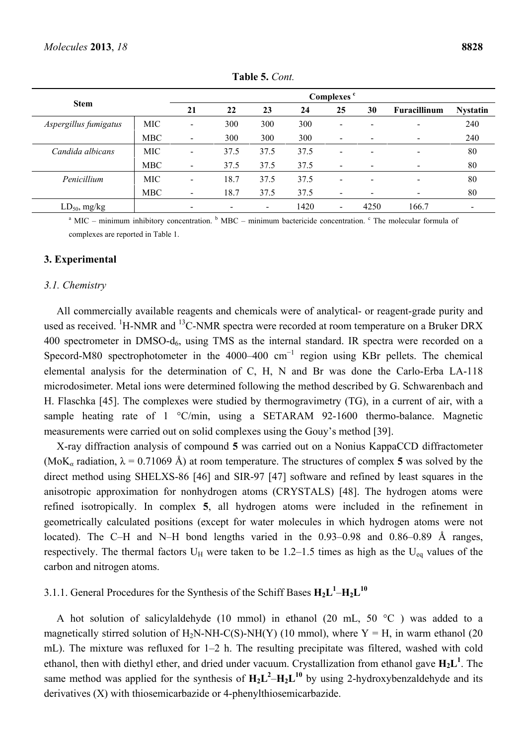**Table 5.** *Cont.*

| Stem | | Complexes [c] | | | | | | | |
|---|---|---|---|---|---|---|---|---|---|
| | | 21 | 22 | 23 | 24 | 25 | 30 | Furacillinum | Nystatin |
| *Aspergillus fumigatus* | MIC | - | 300 | 300 | 300 | - | - | - | 240 |
| | MBC | - | 300 | 300 | 300 | - | - | - | 240 |
| *Candida albicans* | MIC | - | 37.5 | 37.5 | 37.5 | - | - | - | 80 |
| | MBC | - | 37.5 | 37.5 | 37.5 | - | - | - | 80 |
| *Penicillium* | MIC | - | 18.7 | 37.5 | 37.5 | - | - | - | 80 |
| | MBC | - | 18.7 | 37.5 | 37.5 | - | - | - | 80 |
| $LD_{50}$, mg/kg | | - | - | - | 1420 | - | 4250 | 166.7 | - |

[a] MIC – minimum inhibitory concentration. [b] MBC – minimum bactericide concentration. [c] The molecular formula of complexes are reported in Table 1.

## 3. Experimental

### 3.1. Chemistry

All commercially available reagents and chemicals were of analytical- or reagent-grade purity and used as received. $^{1}$H-NMR and $^{13}$C-NMR spectra were recorded at room temperature on a Bruker DRX 400 spectrometer in DMSO-$d_6$, using TMS as the internal standard. IR spectra were recorded on a Specord-M80 spectrophotometer in the 4000–400 cm$^{-1}$ region using KBr pellets. The chemical elemental analysis for the determination of C, H, N and Br was done the Carlo-Erba LA-118 microdosimeter. Metal ions were determined following the method described by G. Schwarenbach and H. Flaschka [45]. The complexes were studied by thermogravimetry (TG), in a current of air, with a sample heating rate of 1 °C/min, using a SETARAM 92-1600 thermo-balance. Magnetic measurements were carried out on solid complexes using the Gouy's method [39].

X-ray diffraction analysis of compound **5** was carried out on a Nonius KappaCCD diffractometer (MoK$_\alpha$ radiation, λ = 0.71069 Å) at room temperature. The structures of complex **5** was solved by the direct method using SHELXS-86 [46] and SIR-97 [47] software and refined by least squares in the anisotropic approximation for nonhydrogen atoms (CRYSTALS) [48]. The hydrogen atoms were refined isotropically. In complex **5**, all hydrogen atoms were included in the refinement in geometrically calculated positions (except for water molecules in which hydrogen atoms were not located). The C–H and N–H bond lengths varied in the 0.93–0.98 and 0.86–0.89 Å ranges, respectively. The thermal factors $U_H$ were taken to be 1.2–1.5 times as high as the $U_{eq}$ values of the carbon and nitrogen atoms.

#### 3.1.1. General Procedures for the Synthesis of the Schiff Bases $\mathbf{H_2L^1}$–$\mathbf{H_2L^{10}}$

A hot solution of salicylaldehyde (10 mmol) in ethanol (20 mL, 50 °C ) was added to a magnetically stirred solution of $H_2N$-NH-C(S)-NH(Y) (10 mmol), where Y = H, in warm ethanol (20 mL). The mixture was refluxed for 1–2 h. The resulting precipitate was filtered, washed with cold ethanol, then with diethyl ether, and dried under vacuum. Crystallization from ethanol gave $\mathbf{H_2L^1}$. The same method was applied for the synthesis of $\mathbf{H_2L^2}$–$\mathbf{H_2L^{10}}$ by using 2-hydroxybenzaldehyde and its derivatives (X) with thiosemicarbazide or 4-phenylthiosemicarbazide.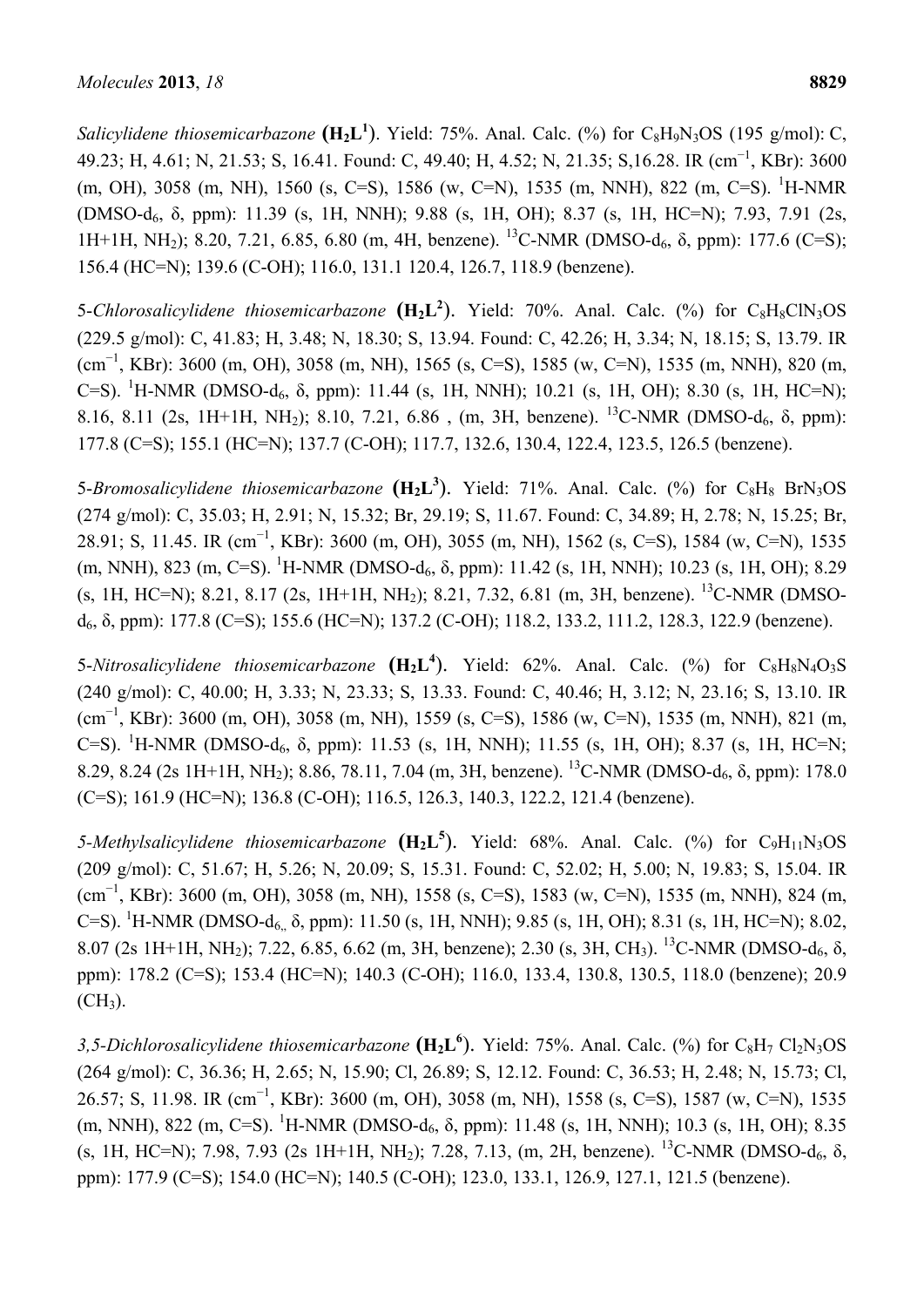*Salicylidene thiosemicarbazone* ($H_2L^1$). Yield: 75%. Anal. Calc. (%) for $C_8H_9N_3OS$ (195 g/mol): C, 49.23; H, 4.61; N, 21.53; S, 16.41. Found: C, 49.40; H, 4.52; N, 21.35; S,16.28. IR ($cm^{-1}$, KBr): 3600 (m, OH), 3058 (m, NH), 1560 (s, C=S), 1586 (w, C=N), 1535 (m, NNH), 822 (m, C=S). $^1$H-NMR (DMSO-$d_6$, δ, ppm): 11.39 (s, 1H, NNH); 9.88 (s, 1H, OH); 8.37 (s, 1H, HC=N); 7.93, 7.91 (2s, 1H+1H, $NH_2$); 8.20, 7.21, 6.85, 6.80 (m, 4H, benzene). $^{13}$C-NMR (DMSO-$d_6$, δ, ppm): 177.6 (C=S); 156.4 (HC=N); 139.6 (C-OH); 116.0, 131.1 120.4, 126.7, 118.9 (benzene).

5-*Chlorosalicylidene thiosemicarbazone* ($H_2L^2$). Yield: 70%. Anal. Calc. (%) for $C_8H_8ClN_3OS$ (229.5 g/mol): C, 41.83; H, 3.48; N, 18.30; S, 13.94. Found: C, 42.26; H, 3.34; N, 18.15; S, 13.79. IR ($cm^{-1}$, KBr): 3600 (m, OH), 3058 (m, NH), 1565 (s, C=S), 1585 (w, C=N), 1535 (m, NNH), 820 (m, C=S). $^1$H-NMR (DMSO-$d_6$, δ, ppm): 11.44 (s, 1H, NNH); 10.21 (s, 1H, OH); 8.30 (s, 1H, HC=N); 8.16, 8.11 (2s, 1H+1H, $NH_2$); 8.10, 7.21, 6.86 , (m, 3H, benzene). $^{13}$C-NMR (DMSO-$d_6$, δ, ppm): 177.8 (C=S); 155.1 (HC=N); 137.7 (C-OH); 117.7, 132.6, 130.4, 122.4, 123.5, 126.5 (benzene).

5-*Bromosalicylidene thiosemicarbazone* ($H_2L^3$). Yield: 71%. Anal. Calc. (%) for $C_8H_8BrN_3OS$ (274 g/mol): C, 35.03; H, 2.91; N, 15.32; Br, 29.19; S, 11.67. Found: C, 34.89; H, 2.78; N, 15.25; Br, 28.91; S, 11.45. IR ($cm^{-1}$, KBr): 3600 (m, OH), 3055 (m, NH), 1562 (s, C=S), 1584 (w, C=N), 1535 (m, NNH), 823 (m, C=S). $^1$H-NMR (DMSO-$d_6$, δ, ppm): 11.42 (s, 1H, NNH); 10.23 (s, 1H, OH); 8.29 (s, 1H, HC=N); 8.21, 8.17 (2s, 1H+1H, $NH_2$); 8.21, 7.32, 6.81 (m, 3H, benzene). $^{13}$C-NMR (DMSO-$d_6$, δ, ppm): 177.8 (C=S); 155.6 (HC=N); 137.2 (C-OH); 118.2, 133.2, 111.2, 128.3, 122.9 (benzene).

5-*Nitrosalicylidene thiosemicarbazone* ($H_2L^4$). Yield: 62%. Anal. Calc. (%) for $C_8H_8N_4O_3S$ (240 g/mol): C, 40.00; H, 3.33; N, 23.33; S, 13.33. Found: C, 40.46; H, 3.12; N, 23.16; S, 13.10. IR ($cm^{-1}$, KBr): 3600 (m, OH), 3058 (m, NH), 1559 (s, C=S), 1586 (w, C=N), 1535 (m, NNH), 821 (m, C=S). $^1$H-NMR (DMSO-$d_6$, δ, ppm): 11.53 (s, 1H, NNH); 11.55 (s, 1H, OH); 8.37 (s, 1H, HC=N; 8.29, 8.24 (2s 1H+1H, $NH_2$); 8.86, 78.11, 7.04 (m, 3H, benzene). $^{13}$C-NMR (DMSO-$d_6$, δ, ppm): 178.0 (C=S); 161.9 (HC=N); 136.8 (C-OH); 116.5, 126.3, 140.3, 122.2, 121.4 (benzene).

*5-Methylsalicylidene thiosemicarbazone* ($H_2L^5$). Yield: 68%. Anal. Calc. (%) for $C_9H_{11}N_3OS$ (209 g/mol): C, 51.67; H, 5.26; N, 20.09; S, 15.31. Found: C, 52.02; H, 5.00; N, 19.83; S, 15.04. IR ($cm^{-1}$, KBr): 3600 (m, OH), 3058 (m, NH), 1558 (s, C=S), 1583 (w, C=N), 1535 (m, NNH), 824 (m, C=S). $^1$H-NMR (DMSO-$d_6$,, δ, ppm): 11.50 (s, 1H, NNH); 9.85 (s, 1H, OH); 8.31 (s, 1H, HC=N); 8.02, 8.07 (2s 1H+1H, $NH_2$); 7.22, 6.85, 6.62 (m, 3H, benzene); 2.30 (s, 3H, $CH_3$). $^{13}$C-NMR (DMSO-$d_6$, δ, ppm): 178.2 (C=S); 153.4 (HC=N); 140.3 (C-OH); 116.0, 133.4, 130.8, 130.5, 118.0 (benzene); 20.9 ($CH_3$).

*3,5-Dichlorosalicylidene thiosemicarbazone* ($H_2L^6$). Yield: 75%. Anal. Calc. (%) for $C_8H_7Cl_2N_3OS$ (264 g/mol): C, 36.36; H, 2.65; N, 15.90; Cl, 26.89; S, 12.12. Found: C, 36.53; H, 2.48; N, 15.73; Cl, 26.57; S, 11.98. IR ($cm^{-1}$, KBr): 3600 (m, OH), 3058 (m, NH), 1558 (s, C=S), 1587 (w, C=N), 1535 (m, NNH), 822 (m, C=S). $^1$H-NMR (DMSO-$d_6$, δ, ppm): 11.48 (s, 1H, NNH); 10.3 (s, 1H, OH); 8.35 (s, 1H, HC=N); 7.98, 7.93 (2s 1H+1H, $NH_2$); 7.28, 7.13, (m, 2H, benzene). $^{13}$C-NMR (DMSO-$d_6$, δ, ppm): 177.9 (C=S); 154.0 (HC=N); 140.5 (C-OH); 123.0, 133.1, 126.9, 127.1, 121.5 (benzene).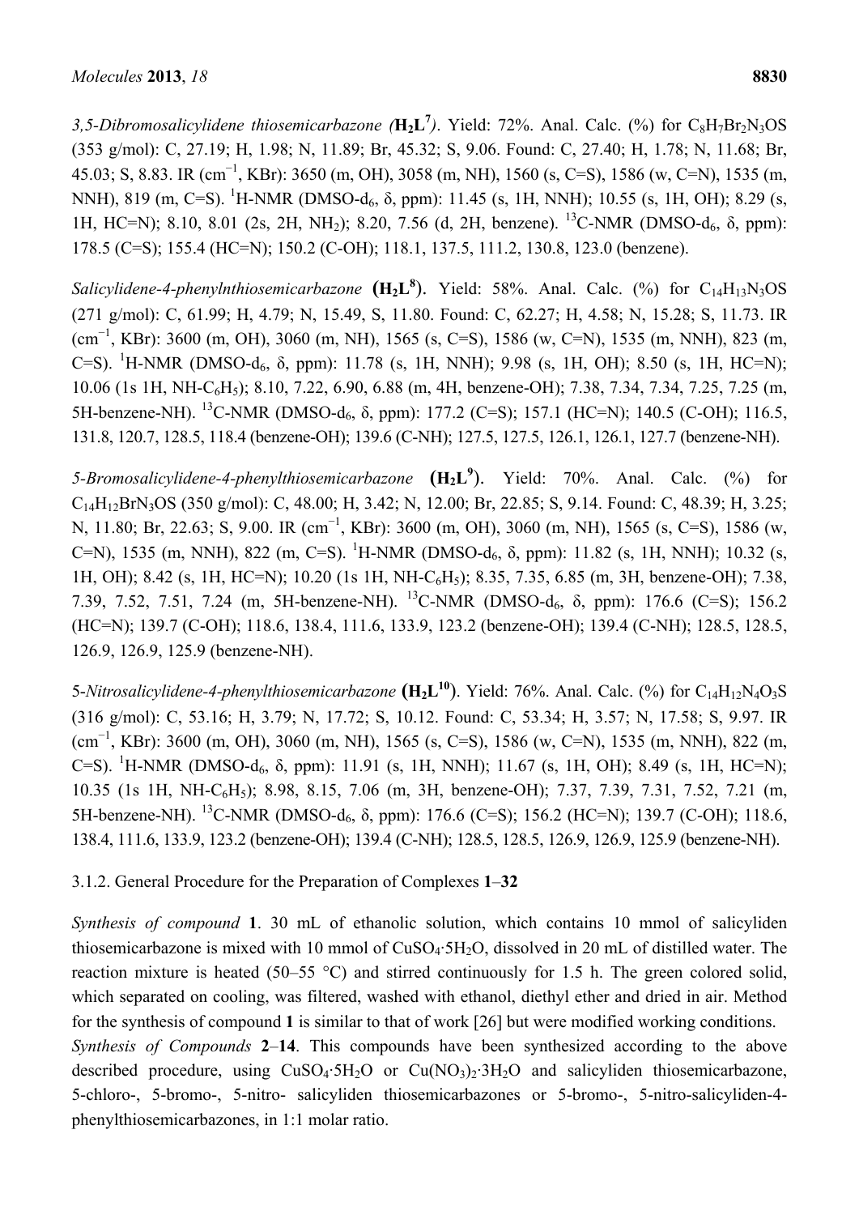*3,5-Dibromosalicylidene thiosemicarbazone (* **$H_2L^7$** *)*. Yield: 72%. Anal. Calc. (%) for $C_8H_7Br_2N_3OS$ (353 g/mol): C, 27.19; H, 1.98; N, 11.89; Br, 45.32; S, 9.06. Found: C, 27.40; H, 1.78; N, 11.68; Br, 45.03; S, 8.83. IR ($cm^{-1}$, KBr): 3650 (m, OH), 3058 (m, NH), 1560 (s, C=S), 1586 (w, C=N), 1535 (m, NNH), 819 (m, C=S). $^1$H-NMR (DMSO-$d_6$, δ, ppm): 11.45 (s, 1H, NNH); 10.55 (s, 1H, OH); 8.29 (s, 1H, HC=N); 8.10, 8.01 (2s, 2H, $NH_2$); 8.20, 7.56 (d, 2H, benzene). $^{13}$C-NMR (DMSO-$d_6$, δ, ppm): 178.5 (C=S); 155.4 (HC=N); 150.2 (C-OH); 118.1, 137.5, 111.2, 130.8, 123.0 (benzene).

*Salicylidene-4-phenylnthiosemicarbazone* **($H_2L^8$)**. Yield: 58%. Anal. Calc. (%) for $C_{14}H_{13}N_3OS$ (271 g/mol): C, 61.99; H, 4.79; N, 15.49, S, 11.80. Found: C, 62.27; H, 4.58; N, 15.28; S, 11.73. IR ($cm^{-1}$, KBr): 3600 (m, OH), 3060 (m, NH), 1565 (s, C=S), 1586 (w, C=N), 1535 (m, NNH), 823 (m, C=S). $^1$H-NMR (DMSO-$d_6$, δ, ppm): 11.78 (s, 1H, NNH); 9.98 (s, 1H, OH); 8.50 (s, 1H, HC=N); 10.06 (1s 1H, NH-$C_6H_5$); 8.10, 7.22, 6.90, 6.88 (m, 4H, benzene-OH); 7.38, 7.34, 7.34, 7.25, 7.25 (m, 5H-benzene-NH). $^{13}$C-NMR (DMSO-$d_6$, δ, ppm): 177.2 (C=S); 157.1 (HC=N); 140.5 (C-OH); 116.5, 131.8, 120.7, 128.5, 118.4 (benzene-OH); 139.6 (C-NH); 127.5, 127.5, 126.1, 126.1, 127.7 (benzene-NH).

*5-Bromosalicylidene-4-phenylthiosemicarbazone* **($H_2L^9$)**. Yield: 70%. Anal. Calc. (%) for $C_{14}H_{12}BrN_3OS$ (350 g/mol): C, 48.00; H, 3.42; N, 12.00; Br, 22.85; S, 9.14. Found: C, 48.39; H, 3.25; N, 11.80; Br, 22.63; S, 9.00. IR ($cm^{-1}$, KBr): 3600 (m, OH), 3060 (m, NH), 1565 (s, C=S), 1586 (w, C=N), 1535 (m, NNH), 822 (m, C=S). $^1$H-NMR (DMSO-$d_6$, δ, ppm): 11.82 (s, 1H, NNH); 10.32 (s, 1H, OH); 8.42 (s, 1H, HC=N); 10.20 (1s 1H, NH-$C_6H_5$); 8.35, 7.35, 6.85 (m, 3H, benzene-OH); 7.38, 7.39, 7.52, 7.51, 7.24 (m, 5H-benzene-NH). $^{13}$C-NMR (DMSO-$d_6$, δ, ppm): 176.6 (C=S); 156.2 (HC=N); 139.7 (C-OH); 118.6, 138.4, 111.6, 133.9, 123.2 (benzene-OH); 139.4 (C-NH); 128.5, 128.5, 126.9, 126.9, 125.9 (benzene-NH).

*5-Nitrosalicylidene-4-phenylthiosemicarbazone* **($H_2L^{10}$)**. Yield: 76%. Anal. Calc. (%) for $C_{14}H_{12}N_4O_3S$ (316 g/mol): C, 53.16; H, 3.79; N, 17.72; S, 10.12. Found: C, 53.34; H, 3.57; N, 17.58; S, 9.97. IR ($cm^{-1}$, KBr): 3600 (m, OH), 3060 (m, NH), 1565 (s, C=S), 1586 (w, C=N), 1535 (m, NNH), 822 (m, C=S). $^1$H-NMR (DMSO-$d_6$, δ, ppm): 11.91 (s, 1H, NNH); 11.67 (s, 1H, OH); 8.49 (s, 1H, HC=N); 10.35 (1s 1H, NH-$C_6H_5$); 8.98, 8.15, 7.06 (m, 3H, benzene-OH); 7.37, 7.39, 7.31, 7.52, 7.21 (m, 5H-benzene-NH). $^{13}$C-NMR (DMSO-$d_6$, δ, ppm): 176.6 (C=S); 156.2 (HC=N); 139.7 (C-OH); 118.6, 138.4, 111.6, 133.9, 123.2 (benzene-OH); 139.4 (C-NH); 128.5, 128.5, 126.9, 126.9, 125.9 (benzene-NH).

### 3.1.2. General Procedure for the Preparation of Complexes **1**–**32**

*Synthesis of compound* **1**. 30 mL of ethanolic solution, which contains 10 mmol of salicyliden thiosemicarbazone is mixed with 10 mmol of $CuSO_4{\cdot}5H_2O$, dissolved in 20 mL of distilled water. The reaction mixture is heated (50–55 °C) and stirred continuously for 1.5 h. The green colored solid, which separated on cooling, was filtered, washed with ethanol, diethyl ether and dried in air. Method for the synthesis of compound **1** is similar to that of work [26] but were modified working conditions.

*Synthesis of Compounds* **2**–**14**. This compounds have been synthesized according to the above described procedure, using $CuSO_4{\cdot}5H_2O$ or $Cu(NO_3)_2{\cdot}3H_2O$ and salicyliden thiosemicarbazone, 5-chloro-, 5-bromo-, 5-nitro- salicyliden thiosemicarbazones or 5-bromo-, 5-nitro-salicyliden-4-phenylthiosemicarbazones, in 1:1 molar ratio.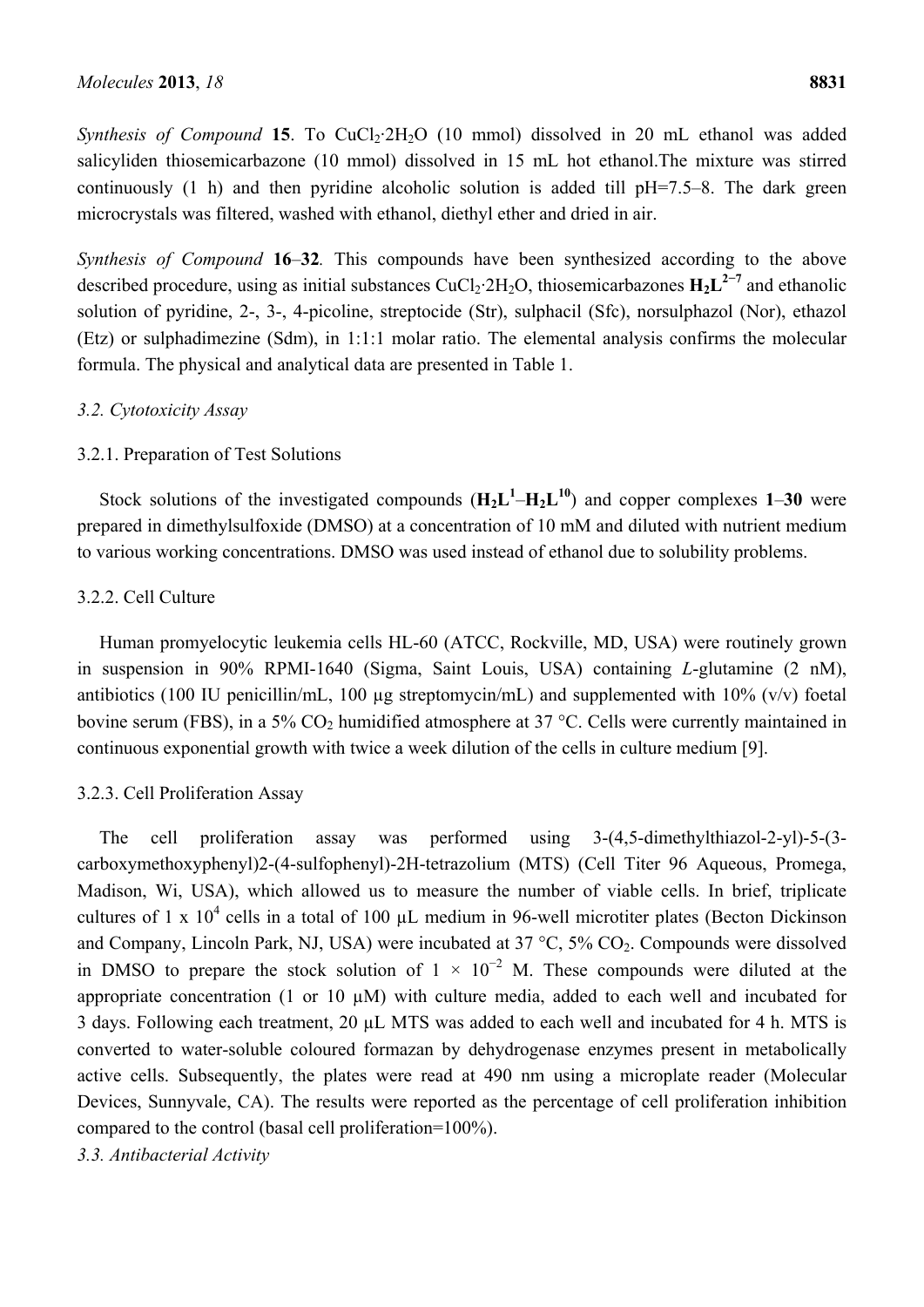*Synthesis of Compound* **15**. To $CuCl_2{\cdot}2H_2O$ (10 mmol) dissolved in 20 mL ethanol was added salicyliden thiosemicarbazone (10 mmol) dissolved in 15 mL hot ethanol.The mixture was stirred continuously (1 h) and then pyridine alcoholic solution is added till pH=7.5–8. The dark green microcrystals was filtered, washed with ethanol, diethyl ether and dried in air.

*Synthesis of Compound* **16**–**32**. This compounds have been synthesized according to the above described procedure, using as initial substances $CuCl_2{\cdot}2H_2O$, thiosemicarbazones $\mathbf{H_2L^{2-7}}$ and ethanolic solution of pyridine, 2-, 3-, 4-picoline, streptocide (Str), sulphacil (Sfc), norsulphazol (Nor), ethazol (Etz) or sulphadimezine (Sdm), in 1:1:1 molar ratio. The elemental analysis confirms the molecular formula. The physical and analytical data are presented in Table 1.

### 3.2. Cytotoxicity Assay

#### 3.2.1. Preparation of Test Solutions

Stock solutions of the investigated compounds ($\mathbf{H_2L^1}$–$\mathbf{H_2L^{10}}$) and copper complexes **1**–**30** were prepared in dimethylsulfoxide (DMSO) at a concentration of 10 mM and diluted with nutrient medium to various working concentrations. DMSO was used instead of ethanol due to solubility problems.

#### 3.2.2. Cell Culture

Human promyelocytic leukemia cells HL-60 (ATCC, Rockville, MD, USA) were routinely grown in suspension in 90% RPMI-1640 (Sigma, Saint Louis, USA) containing *L*-glutamine (2 nM), antibiotics (100 IU penicillin/mL, 100 µg streptomycin/mL) and supplemented with 10% (v/v) foetal bovine serum (FBS), in a 5% $CO_2$ humidified atmosphere at 37 °C. Cells were currently maintained in continuous exponential growth with twice a week dilution of the cells in culture medium [9].

#### 3.2.3. Cell Proliferation Assay

The cell proliferation assay was performed using 3-(4,5-dimethylthiazol-2-yl)-5-(3-carboxymethoxyphenyl)2-(4-sulfophenyl)-2H-tetrazolium (MTS) (Cell Titer 96 Aqueous, Promega, Madison, Wi, USA), which allowed us to measure the number of viable cells. In brief, triplicate cultures of 1 x $10^4$ cells in a total of 100 µL medium in 96-well microtiter plates (Becton Dickinson and Company, Lincoln Park, NJ, USA) were incubated at 37 °C, 5% $CO_2$. Compounds were dissolved in DMSO to prepare the stock solution of $1 \times 10^{-2}$ M. These compounds were diluted at the appropriate concentration (1 or 10 µM) with culture media, added to each well and incubated for 3 days. Following each treatment, 20 µL MTS was added to each well and incubated for 4 h. MTS is converted to water-soluble coloured formazan by dehydrogenase enzymes present in metabolically active cells. Subsequently, the plates were read at 490 nm using a microplate reader (Molecular Devices, Sunnyvale, CA). The results were reported as the percentage of cell proliferation inhibition compared to the control (basal cell proliferation=100%).

### 3.3. Antibacterial Activity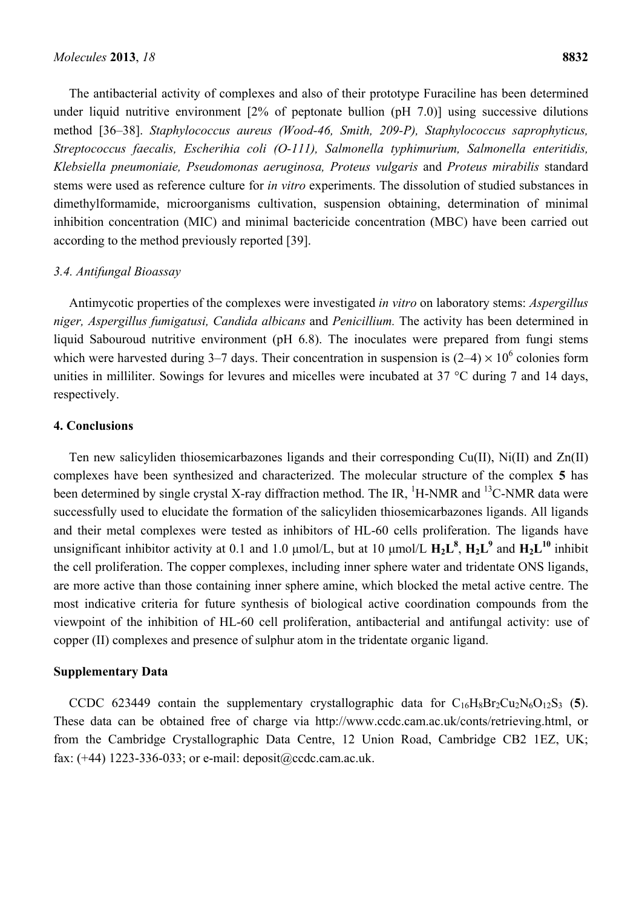The antibacterial activity of complexes and also of their prototype Furaciline has been determined under liquid nutritive environment [2% of peptonate bullion (pH 7.0)] using successive dilutions method [36–38]. *Staphylococcus aureus (Wood-46, Smith, 209-P), Staphylococcus saprophyticus, Streptococcus faecalis, Escherihia coli (O-111), Salmonella typhimurium, Salmonella enteritidis, Klebsiella pneumoniaie, Pseudomonas aeruginosa, Proteus vulgaris* and *Proteus mirabilis* standard stems were used as reference culture for *in vitro* experiments. The dissolution of studied substances in dimethylformamide, microorganisms cultivation, suspension obtaining, determination of minimal inhibition concentration (MIC) and minimal bactericide concentration (MBC) have been carried out according to the method previously reported [39].

### *3.4. Antifungal Bioassay*

Antimycotic properties of the complexes were investigated *in vitro* on laboratory stems: *Aspergillus niger, Aspergillus fumigatusi, Candida albicans* and *Penicillium.* The activity has been determined in liquid Sabouroud nutritive environment (pH 6.8). The inoculates were prepared from fungi stems which were harvested during 3–7 days. Their concentration in suspension is $(2–4) \times 10^6$ colonies form unities in milliliter. Sowings for levures and micelles were incubated at 37 °C during 7 and 14 days, respectively.

## 4. Conclusions

Ten new salicyliden thiosemicarbazones ligands and their corresponding Cu(II), Ni(II) and Zn(II) complexes have been synthesized and characterized. The molecular structure of the complex **5** has been determined by single crystal X-ray diffraction method. The IR, $^1$H-NMR and $^{13}$C-NMR data were successfully used to elucidate the formation of the salicyliden thiosemicarbazones ligands. All ligands and their metal complexes were tested as inhibitors of HL-60 cells proliferation. The ligands have unsignificant inhibitor activity at 0.1 and 1.0 μmol/L, but at 10 μmol/L $\mathbf{H_2L^8}$, $\mathbf{H_2L^9}$ and $\mathbf{H_2L^{10}}$ inhibit the cell proliferation. The copper complexes, including inner sphere water and tridentate ONS ligands, are more active than those containing inner sphere amine, which blocked the metal active centre. The most indicative criteria for future synthesis of biological active coordination compounds from the viewpoint of the inhibition of HL-60 cell proliferation, antibacterial and antifungal activity: use of copper (II) complexes and presence of sulphur atom in the tridentate organic ligand.

## Supplementary Data

CCDC 623449 contain the supplementary crystallographic data for $C_{16}H_8Br_2Cu_2N_6O_{12}S_3$ (**5**). These data can be obtained free of charge via http://www.ccdc.cam.ac.uk/conts/retrieving.html, or from the Cambridge Crystallographic Data Centre, 12 Union Road, Cambridge CB2 1EZ, UK; fax: (+44) 1223-336-033; or e-mail: deposit@ccdc.cam.ac.uk.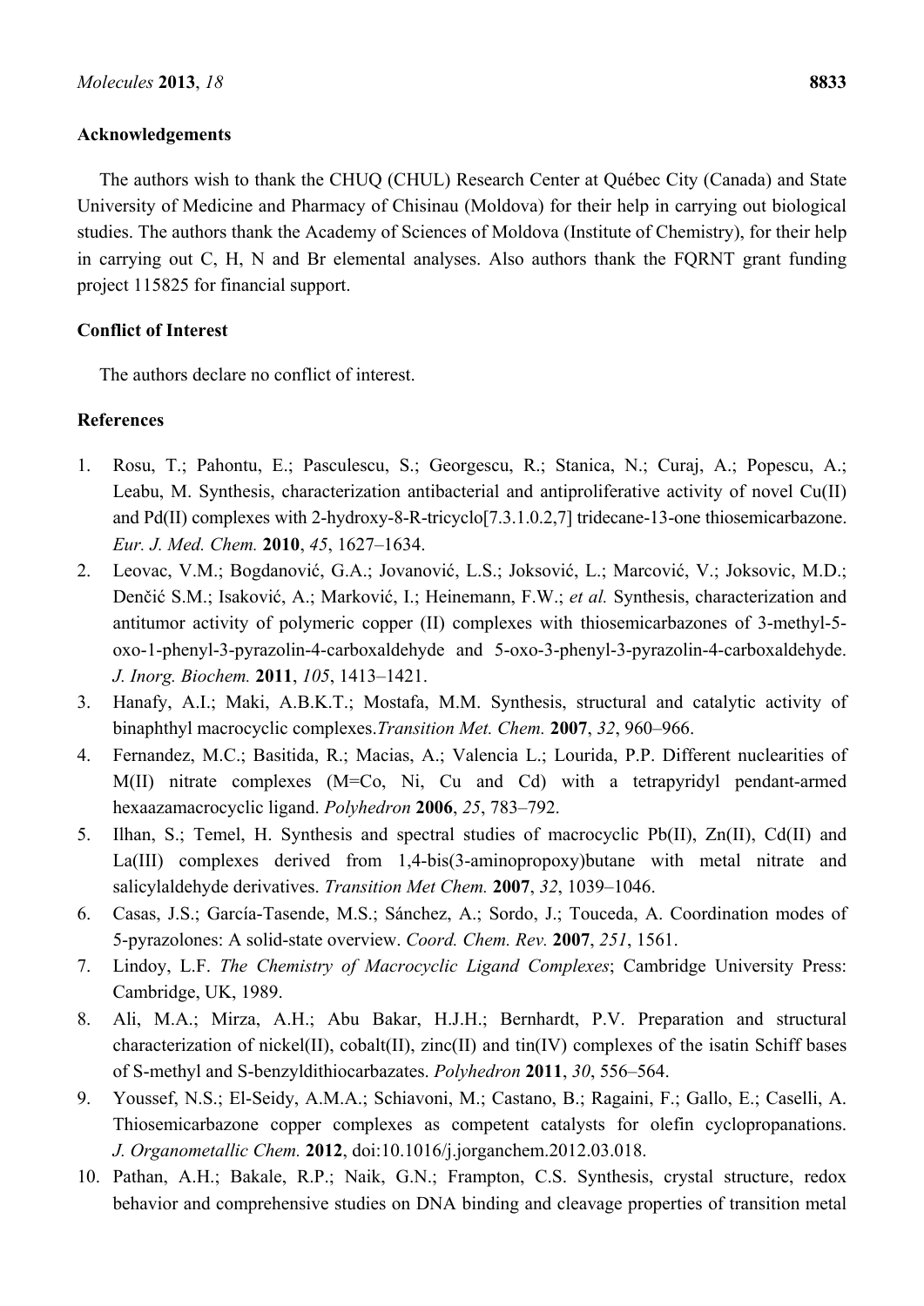## Acknowledgements

The authors wish to thank the CHUQ (CHUL) Research Center at Québec City (Canada) and State University of Medicine and Pharmacy of Chisinau (Moldova) for their help in carrying out biological studies. The authors thank the Academy of Sciences of Moldova (Institute of Chemistry), for their help in carrying out C, H, N and Br elemental analyses. Also authors thank the FQRNT grant funding project 115825 for financial support.

## Conflict of Interest

The authors declare no conflict of interest.

## References

1. Rosu, T.; Pahontu, E.; Pasculescu, S.; Georgescu, R.; Stanica, N.; Curaj, A.; Popescu, A.; Leabu, M. Synthesis, characterization antibacterial and antiproliferative activity of novel Cu(II) and Pd(II) complexes with 2-hydroxy-8-R-tricyclo[7.3.1.0.2,7] tridecane-13-one thiosemicarbazone. *Eur. J. Med. Chem.* **2010**, *45*, 1627–1634.
2. Leovac, V.M.; Bogdanović, G.A.; Jovanović, L.S.; Joksović, L.; Marcović, V.; Joksovic, M.D.; Denčić S.M.; Isaković, A.; Marković, I.; Heinemann, F.W.; *et al.* Synthesis, characterization and antitumor activity of polymeric copper (II) complexes with thiosemicarbazones of 3-methyl-5-oxo-1-phenyl-3-pyrazolin-4-carboxaldehyde and 5-oxo-3-phenyl-3-pyrazolin-4-carboxaldehyde. *J. Inorg. Biochem.* **2011**, *105*, 1413–1421.
3. Hanafy, A.I.; Maki, A.B.K.T.; Mostafa, M.M. Synthesis, structural and catalytic activity of binaphthyl macrocyclic complexes.*Transition Met. Chem.* **2007**, *32*, 960–966.
4. Fernandez, M.C.; Basitida, R.; Macias, A.; Valencia L.; Lourida, P.P. Different nuclearities of M(II) nitrate complexes (M=Co, Ni, Cu and Cd) with a tetrapyridyl pendant-armed hexaazamacrocyclic ligand. *Polyhedron* **2006**, *25*, 783–792.
5. Ilhan, S.; Temel, H. Synthesis and spectral studies of macrocyclic Pb(II), Zn(II), Cd(II) and La(III) complexes derived from 1,4-bis(3-aminopropoxy)butane with metal nitrate and salicylaldehyde derivatives. *Transition Met Chem.* **2007**, *32*, 1039–1046.
6. Casas, J.S.; García-Tasende, M.S.; Sánchez, A.; Sordo, J.; Touceda, A. Coordination modes of 5-pyrazolones: A solid-state overview. *Coord. Chem. Rev.* **2007**, *251*, 1561.
7. Lindoy, L.F. *The Chemistry of Macrocyclic Ligand Complexes*; Cambridge University Press: Cambridge, UK, 1989.
8. Ali, M.A.; Mirza, A.H.; Abu Bakar, H.J.H.; Bernhardt, P.V. Preparation and structural characterization of nickel(II), cobalt(II), zinc(II) and tin(IV) complexes of the isatin Schiff bases of S-methyl and S-benzyldithiocarbazates. *Polyhedron* **2011**, *30*, 556–564.
9. Youssef, N.S.; El-Seidy, A.M.A.; Schiavoni, M.; Castano, B.; Ragaini, F.; Gallo, E.; Caselli, A. Thiosemicarbazone copper complexes as competent catalysts for olefin cyclopropanations. *J. Organometallic Chem.* **2012**, doi:10.1016/j.jorganchem.2012.03.018.
10. Pathan, A.H.; Bakale, R.P.; Naik, G.N.; Frampton, C.S. Synthesis, crystal structure, redox behavior and comprehensive studies on DNA binding and cleavage properties of transition metal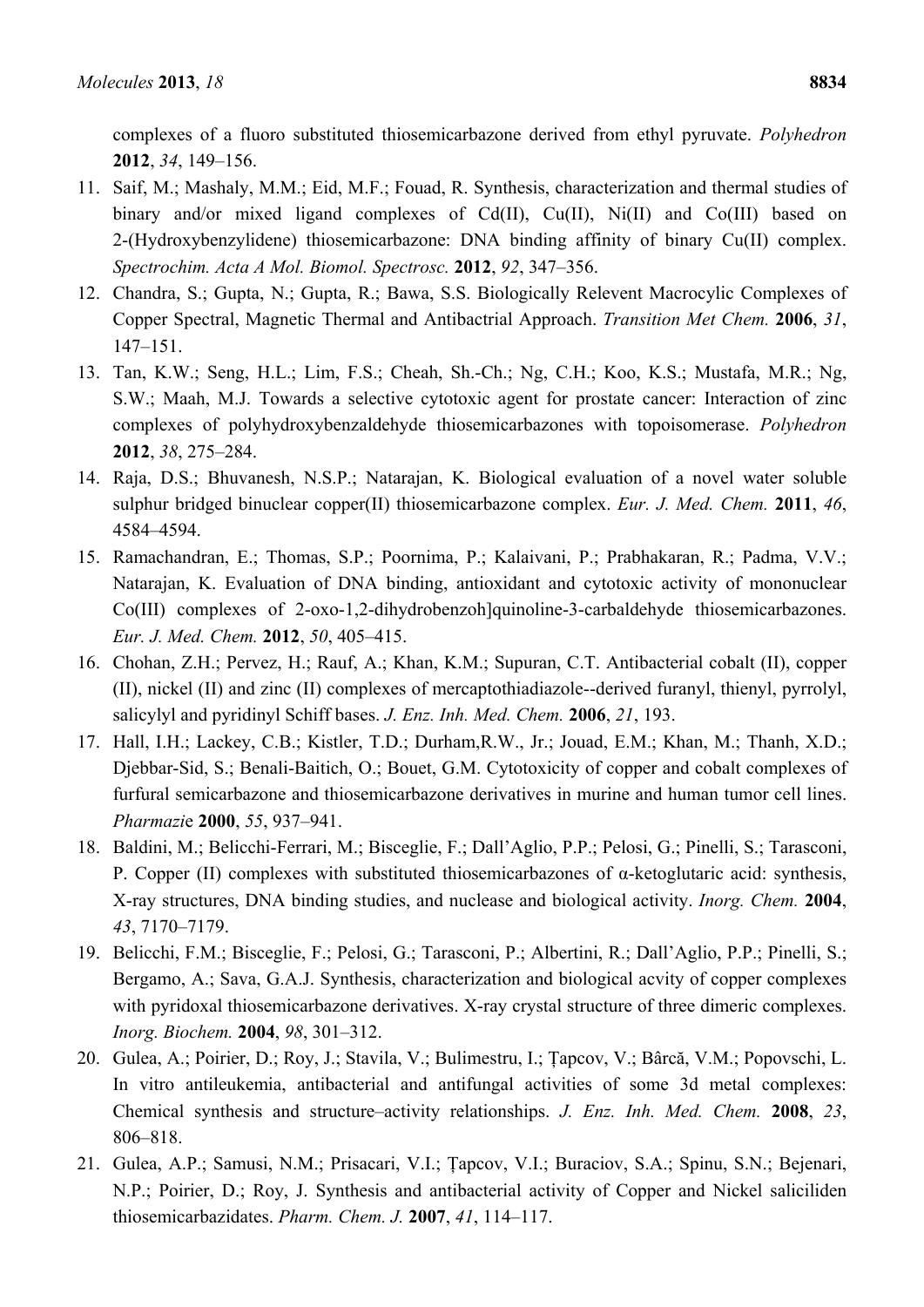complexes of a fluoro substituted thiosemicarbazone derived from ethyl pyruvate. *Polyhedron* **2012**, *34*, 149–156.

11. Saif, M.; Mashaly, M.M.; Eid, M.F.; Fouad, R. Synthesis, characterization and thermal studies of binary and/or mixed ligand complexes of Cd(II), Cu(II), Ni(II) and Co(III) based on 2-(Hydroxybenzylidene) thiosemicarbazone: DNA binding affinity of binary Cu(II) complex. *Spectrochim. Acta A Mol. Biomol. Spectrosc.* **2012**, *92*, 347–356.
12. Chandra, S.; Gupta, N.; Gupta, R.; Bawa, S.S. Biologically Relevent Macrocylic Complexes of Copper Spectral, Magnetic Thermal and Antibactrial Approach. *Transition Met Chem.* **2006**, *31*, 147–151.
13. Tan, K.W.; Seng, H.L.; Lim, F.S.; Cheah, Sh.-Ch.; Ng, C.H.; Koo, K.S.; Mustafa, M.R.; Ng, S.W.; Maah, M.J. Towards a selective cytotoxic agent for prostate cancer: Interaction of zinc complexes of polyhydroxybenzaldehyde thiosemicarbazones with topoisomerase. *Polyhedron* **2012**, *38*, 275–284.
14. Raja, D.S.; Bhuvanesh, N.S.P.; Natarajan, K. Biological evaluation of a novel water soluble sulphur bridged binuclear copper(II) thiosemicarbazone complex. *Eur. J. Med. Chem.* **2011**, *46*, 4584–4594.
15. Ramachandran, E.; Thomas, S.P.; Poornima, P.; Kalaivani, P.; Prabhakaran, R.; Padma, V.V.; Natarajan, K. Evaluation of DNA binding, antioxidant and cytotoxic activity of mononuclear Co(III) complexes of 2-oxo-1,2-dihydrobenzoh]quinoline-3-carbaldehyde thiosemicarbazones. *Eur. J. Med. Chem.* **2012**, *50*, 405–415.
16. Chohan, Z.H.; Pervez, H.; Rauf, A.; Khan, K.M.; Supuran, C.T. Antibacterial cobalt (II), copper (II), nickel (II) and zinc (II) complexes of mercaptothiadiazole--derived furanyl, thienyl, pyrrolyl, salicylyl and pyridinyl Schiff bases. *J. Enz. Inh. Med. Chem.* **2006**, *21*, 193.
17. Hall, I.H.; Lackey, C.B.; Kistler, T.D.; Durham,R.W., Jr.; Jouad, E.M.; Khan, M.; Thanh, X.D.; Djebbar-Sid, S.; Benali-Baitich, O.; Bouet, G.M. Cytotoxicity of copper and cobalt complexes of furfural semicarbazone and thiosemicarbazone derivatives in murine and human tumor cell lines. *Pharmazie* **2000**, *55*, 937–941.
18. Baldini, M.; Belicchi-Ferrari, M.; Bisceglie, F.; Dall'Aglio, P.P.; Pelosi, G.; Pinelli, S.; Tarasconi, P. Copper (II) complexes with substituted thiosemicarbazones of α-ketoglutaric acid: synthesis, X-ray structures, DNA binding studies, and nuclease and biological activity. *Inorg. Chem.* **2004**, *43*, 7170–7179.
19. Belicchi, F.M.; Bisceglie, F.; Pelosi, G.; Tarasconi, P.; Albertini, R.; Dall'Aglio, P.P.; Pinelli, S.; Bergamo, A.; Sava, G.A.J. Synthesis, characterization and biological acvity of copper complexes with pyridoxal thiosemicarbazone derivatives. X-ray crystal structure of three dimeric complexes. *Inorg. Biochem.* **2004**, *98*, 301–312.
20. Gulea, A.; Poirier, D.; Roy, J.; Stavila, V.; Bulimestru, I.; Ţapcov, V.; Bârcă, V.M.; Popovschi, L. In vitro antileukemia, antibacterial and antifungal activities of some 3d metal complexes: Chemical synthesis and structure–activity relationships. *J. Enz. Inh. Med. Chem.* **2008**, *23*, 806–818.
21. Gulea, A.P.; Samusi, N.M.; Prisacari, V.I.; Ţapcov, V.I.; Buraciov, S.A.; Spinu, S.N.; Bejenari, N.P.; Poirier, D.; Roy, J. Synthesis and antibacterial activity of Copper and Nickel saliciliden thiosemicarbazidates. *Pharm. Chem. J.* **2007**, *41*, 114–117.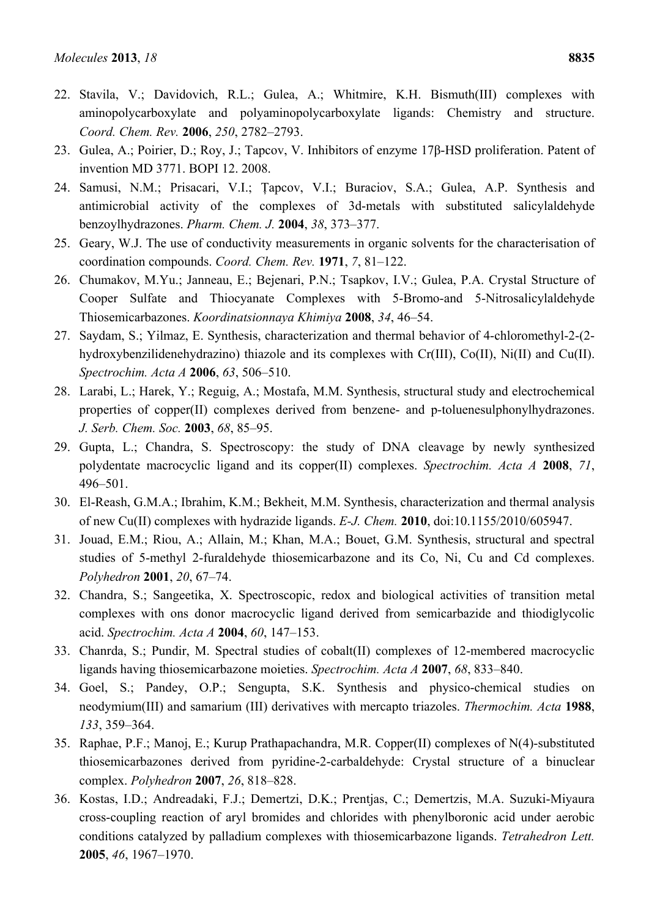22. Stavila, V.; Davidovich, R.L.; Gulea, A.; Whitmire, K.H. Bismuth(III) complexes with aminopolycarboxylate and polyaminopolycarboxylate ligands: Chemistry and structure. *Coord. Chem. Rev.* **2006**, *250*, 2782–2793.
23. Gulea, A.; Poirier, D.; Roy, J.; Tapcov, V. Inhibitors of enzyme 17β-HSD proliferation. Patent of invention MD 3771. BOPI 12. 2008.
24. Samusi, N.M.; Prisacari, V.I.; Ţapcov, V.I.; Buraciov, S.A.; Gulea, A.P. Synthesis and antimicrobial activity of the complexes of 3d-metals with substituted salicylaldehyde benzoylhydrazones. *Pharm. Chem. J.* **2004**, *38*, 373–377.
25. Geary, W.J. The use of conductivity measurements in organic solvents for the characterisation of coordination compounds. *Coord. Chem. Rev.* **1971**, *7*, 81–122.
26. Chumakov, M.Yu.; Janneau, E.; Bejenari, P.N.; Tsapkov, I.V.; Gulea, P.A. Crystal Structure of Cooper Sulfate and Thiocyanate Complexes with 5-Bromo-and 5-Nitrosalicylaldehyde Thiosemicarbazones. *Koordinatsionnaya Khimiya* **2008**, *34*, 46–54.
27. Saydam, S.; Yilmaz, E. Synthesis, characterization and thermal behavior of 4-chloromethyl-2-(2-hydroxybenzilidenehydrazino) thiazole and its complexes with Cr(III), Co(II), Ni(II) and Cu(II). *Spectrochim. Acta A* **2006**, *63*, 506–510.
28. Larabi, L.; Harek, Y.; Reguig, A.; Mostafa, M.M. Synthesis, structural study and electrochemical properties of copper(II) complexes derived from benzene- and p-toluenesulphonylhydrazones. *J. Serb. Chem. Soc.* **2003**, *68*, 85–95.
29. Gupta, L.; Chandra, S. Spectroscopy: the study of DNA cleavage by newly synthesized polydentate macrocyclic ligand and its copper(II) complexes. *Spectrochim. Acta A* **2008**, *71*, 496–501.
30. El-Reash, G.M.A.; Ibrahim, K.M.; Bekheit, M.M. Synthesis, characterization and thermal analysis of new Cu(II) complexes with hydrazide ligands. *E-J. Chem.* **2010**, doi:10.1155/2010/605947.
31. Jouad, E.M.; Riou, A.; Allain, M.; Khan, M.A.; Bouet, G.M. Synthesis, structural and spectral studies of 5-methyl 2-furaldehyde thiosemicarbazone and its Co, Ni, Cu and Cd complexes. *Polyhedron* **2001**, *20*, 67–74.
32. Chandra, S.; Sangeetika, X. Spectroscopic, redox and biological activities of transition metal complexes with ons donor macrocyclic ligand derived from semicarbazide and thiodiglycolic acid. *Spectrochim. Acta A* **2004**, *60*, 147–153.
33. Chanrda, S.; Pundir, M. Spectral studies of cobalt(II) complexes of 12-membered macrocyclic ligands having thiosemicarbazone moieties. *Spectrochim. Acta A* **2007**, *68*, 833–840.
34. Goel, S.; Pandey, O.P.; Sengupta, S.K. Synthesis and physico-chemical studies on neodymium(III) and samarium (III) derivatives with mercapto triazoles. *Thermochim. Acta* **1988**, *133*, 359–364.
35. Raphae, P.F.; Manoj, E.; Kurup Prathapachandra, M.R. Copper(II) complexes of N(4)-substituted thiosemicarbazones derived from pyridine-2-carbaldehyde: Crystal structure of a binuclear complex. *Polyhedron* **2007**, *26*, 818–828.
36. Kostas, I.D.; Andreadaki, F.J.; Demertzi, D.K.; Prentjas, C.; Demertzis, M.A. Suzuki-Miyaura cross-coupling reaction of aryl bromides and chlorides with phenylboronic acid under aerobic conditions catalyzed by palladium complexes with thiosemicarbazone ligands. *Tetrahedron Lett.* **2005**, *46*, 1967–1970.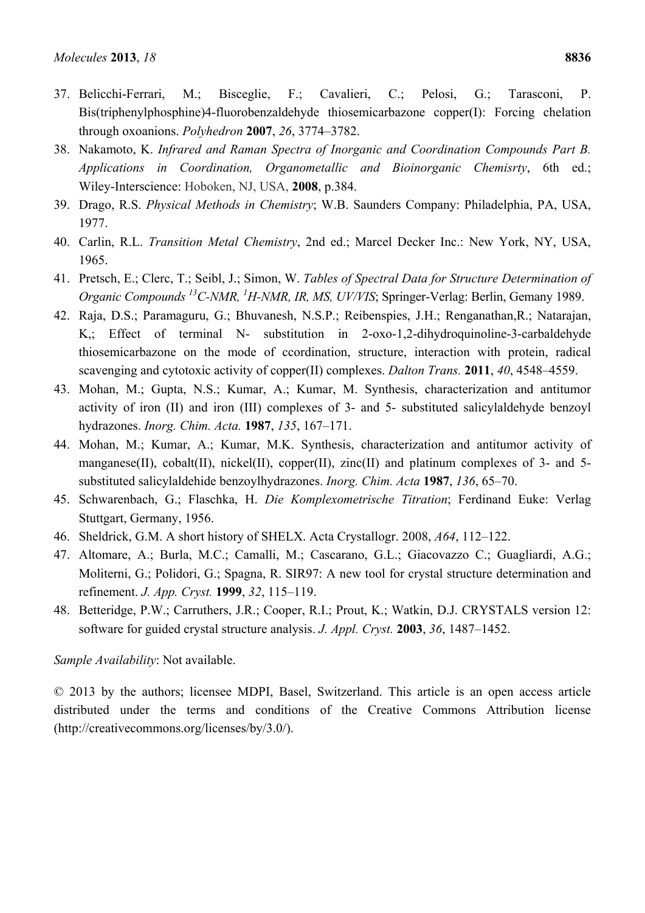37. Belicchi-Ferrari, M.; Bisceglie, F.; Cavalieri, C.; Pelosi, G.; Tarasconi, P. Bis(triphenylphosphine)4-fluorobenzaldehyde thiosemicarbazone copper(I): Forcing chelation through oxoanions. *Polyhedron* **2007**, *26*, 3774–3782.
38. Nakamoto, K. *Infrared and Raman Spectra of Inorganic and Coordination Compounds Part B. Applications in Coordination, Organometallic and Bioinorganic Chemisrty*, 6th ed.; Wiley-Interscience: Hoboken, NJ, USA, **2008**, p.384.
39. Drago, R.S. *Physical Methods in Chemistry*; W.B. Saunders Company: Philadelphia, PA, USA, 1977.
40. Carlin, R.L. *Transition Metal Chemistry*, 2nd ed.; Marcel Decker Inc.: New York, NY, USA, 1965.
41. Pretsch, E.; Clerc, T.; Seibl, J.; Simon, W. *Tables of Spectral Data for Structure Determination of Organic Compounds $^{13}$C-NMR, $^{1}$H-NMR, IR, MS, UV/VIS*; Springer-Verlag: Berlin, Gemany 1989.
42. Raja, D.S.; Paramaguru, G.; Bhuvanesh, N.S.P.; Reibenspies, J.H.; Renganathan,R.; Natarajan, K,; Effect of terminal N- substitution in 2-oxo-1,2-dihydroquinoline-3-carbaldehyde thiosemicarbazone on the mode of ccordination, structure, interaction with protein, radical scavenging and cytotoxic activity of copper(II) complexes. *Dalton Trans.* **2011**, *40*, 4548–4559.
43. Mohan, M.; Gupta, N.S.; Kumar, A.; Kumar, M. Synthesis, characterization and antitumor activity of iron (II) and iron (III) complexes of 3- and 5- substituted salicylaldehyde benzoyl hydrazones. *Inorg. Chim. Acta.* **1987**, *135*, 167–171.
44. Mohan, M.; Kumar, A.; Kumar, M.K. Synthesis, characterization and antitumor activity of manganese(II), cobalt(II), nickel(II), copper(II), zinc(II) and platinum complexes of 3- and 5-substituted salicylaldehide benzoylhydrazones. *Inorg. Chim. Acta* **1987**, *136*, 65–70.
45. Schwarenbach, G.; Flaschka, H. *Die Komplexometrische Titration*; Ferdinand Euke: Verlag Stuttgart, Germany, 1956.
46. Sheldrick, G.M. A short history of SHELX. Acta Crystallogr. 2008, *A64*, 112–122.
47. Altomare, A.; Burla, M.C.; Camalli, M.; Cascarano, G.L.; Giacovazzo C.; Guagliardi, A.G.; Moliterni, G.; Polidori, G.; Spagna, R. SIR97: A new tool for crystal structure determination and refinement. *J. App. Cryst.* **1999**, *32*, 115–119.
48. Betteridge, P.W.; Carruthers, J.R.; Cooper, R.I.; Prout, K.; Watkin, D.J. CRYSTALS version 12: software for guided crystal structure analysis. *J. Appl. Cryst.* **2003**, *36*, 1487–1452.

*Sample Availability*: Not available.

© 2013 by the authors; licensee MDPI, Basel, Switzerland. This article is an open access article distributed under the terms and conditions of the Creative Commons Attribution license (http://creativecommons.org/licenses/by/3.0/).